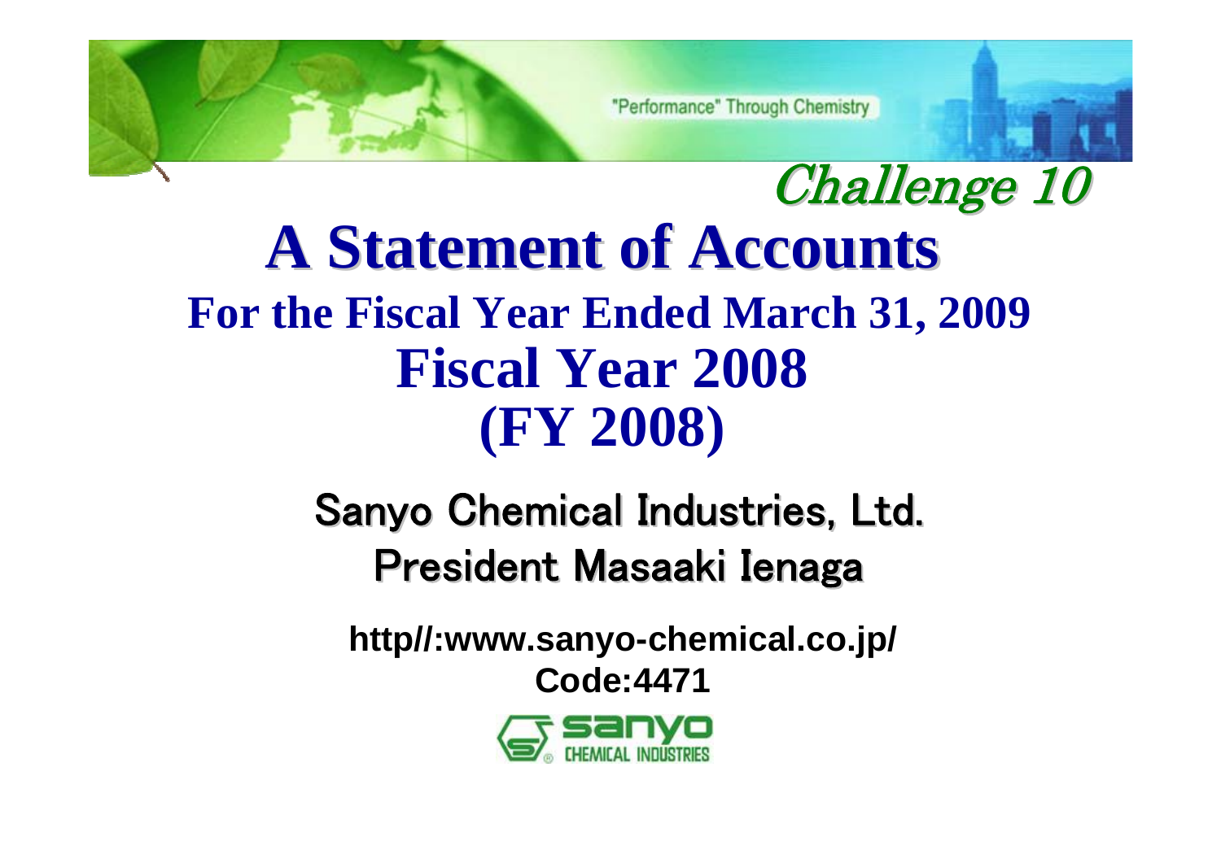"Performance" Through Chemistry

*Challenge 10*

# A Statement of Accounts

## For the Fiscal Year Ended March 31, 2009

## Fiscal Year 2008

## (FY 2008)

Sanyo Chemical Industries, Ltd.

President Masaaki Ienaga

**http//:www.sanyo-chemical.co.jp/**

**Code:4471**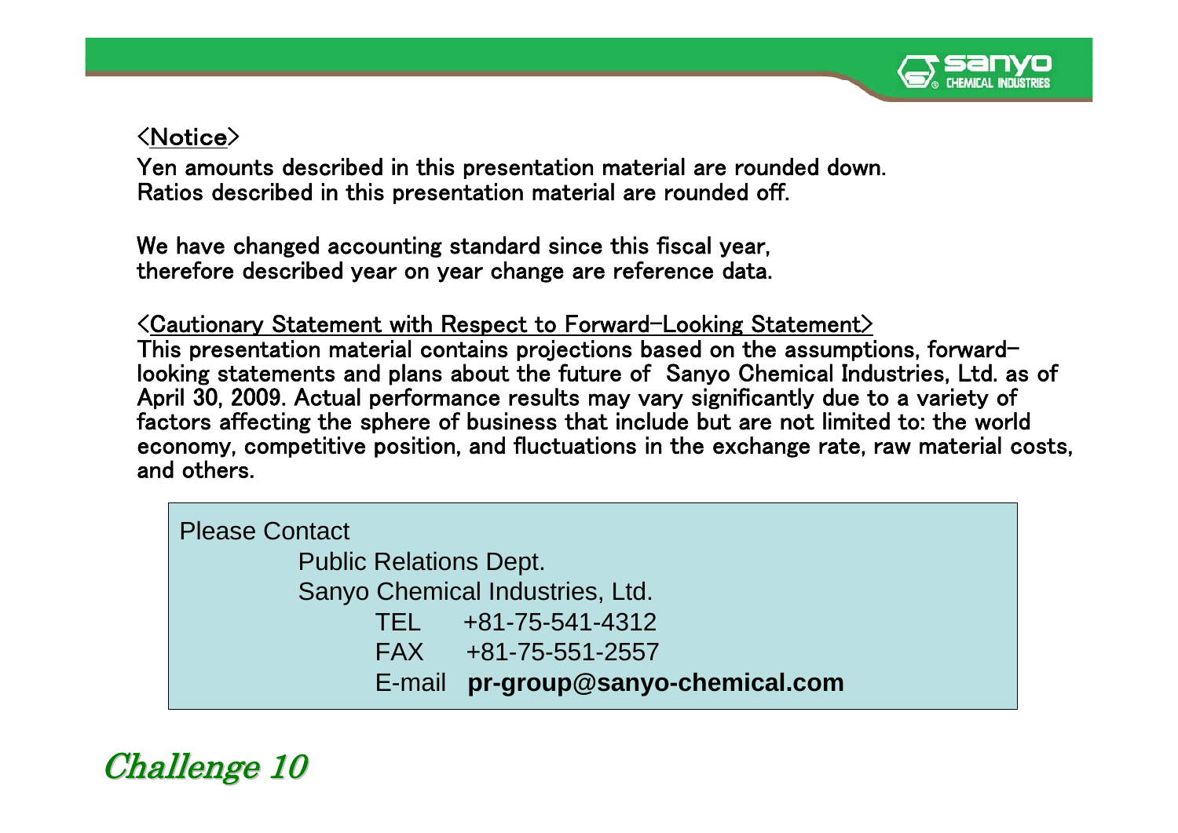## <Notice>

Yen amounts described in this presentation material are rounded down.
Ratios described in this presentation material are rounded off.

We have changed accounting standard since this fiscal year, therefore described year on year change are reference data.

## <Cautionary Statement with Respect to Forward-Looking Statement>

This presentation material contains projections based on the assumptions, forward-looking statements and plans about the future of Sanyo Chemical Industries, Ltd. as of April 30, 2009. Actual performance results may vary significantly due to a variety of factors affecting the sphere of business that include but are not limited to: the world economy, competitive position, and fluctuations in the exchange rate, raw material costs, and others.

Please Contact

Public Relations Dept.
Sanyo Chemical Industries, Ltd.
TEL +81-75-541-4312
FAX +81-75-551-2557
E-mail **pr-group@sanyo-chemical.com**

*Challenge 10*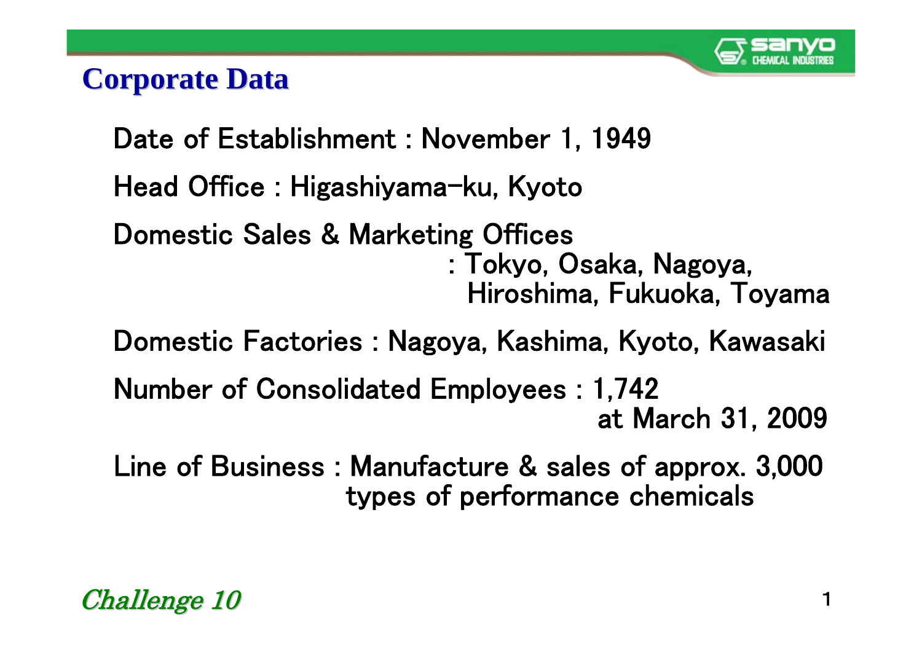# Corporate Data

Date of Establishment : November 1, 1949

Head Office : Higashiyama-ku, Kyoto

Domestic Sales & Marketing Offices : Tokyo, Osaka, Nagoya, Hiroshima, Fukuoka, Toyama

Domestic Factories : Nagoya, Kashima, Kyoto, Kawasaki

Number of Consolidated Employees : 1,742 at March 31, 2009

Line of Business : Manufacture & sales of approx. 3,000 types of performance chemicals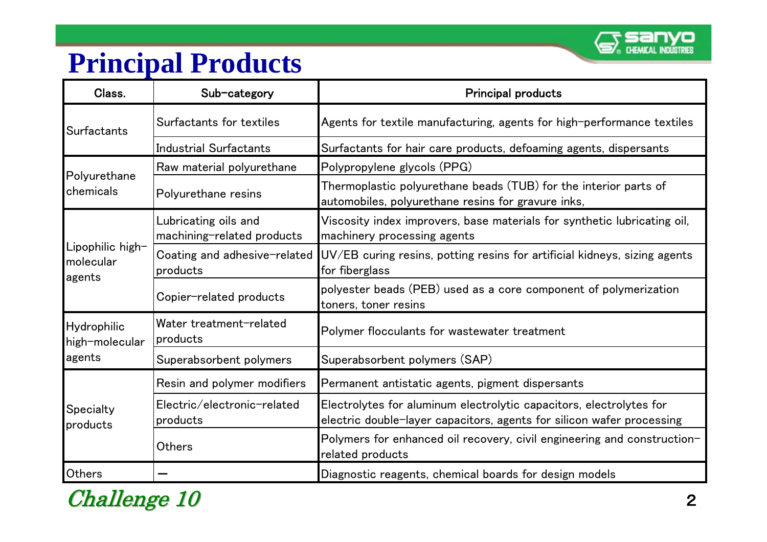# Principal Products

| Class. | Sub-category | Principal products |
|---|---|---|
| Surfactants | Surfactants for textiles | Agents for textile manufacturing, agents for high-performance textiles |
| | Industrial Surfactants | Surfactants for hair care products, defoaming agents, dispersants |
| Polyurethane chemicals | Raw material polyurethane | Polypropylene glycols (PPG) |
| | Polyurethane resins | Thermoplastic polyurethane beads (TUB) for the interior parts of automobiles, polyurethane resins for gravure inks, |
| Lipophilic high-molecular agents | Lubricating oils and machining-related products | Viscosity index improvers, base materials for synthetic lubricating oil, machinery processing agents |
| | Coating and adhesive-related products | UV/EB curing resins, potting resins for artificial kidneys, sizing agents for fiberglass |
| | Copier-related products | polyester beads (PEB) used as a core component of polymerization toners, toner resins |
| Hydrophilic high-molecular agents | Water treatment-related products | Polymer flocculants for wastewater treatment |
| | Superabsorbent polymers | Superabsorbent polymers (SAP) |
| Specialty products | Resin and polymer modifiers | Permanent antistatic agents, pigment dispersants |
| | Electric/electronic-related products | Electrolytes for aluminum electrolytic capacitors, electrolytes for electric double-layer capacitors, agents for silicon wafer processing |
| | Others | Polymers for enhanced oil recovery, civil engineering and construction-related products |
| Others | — | Diagnostic reagents, chemical boards for design models |

*Challenge 10*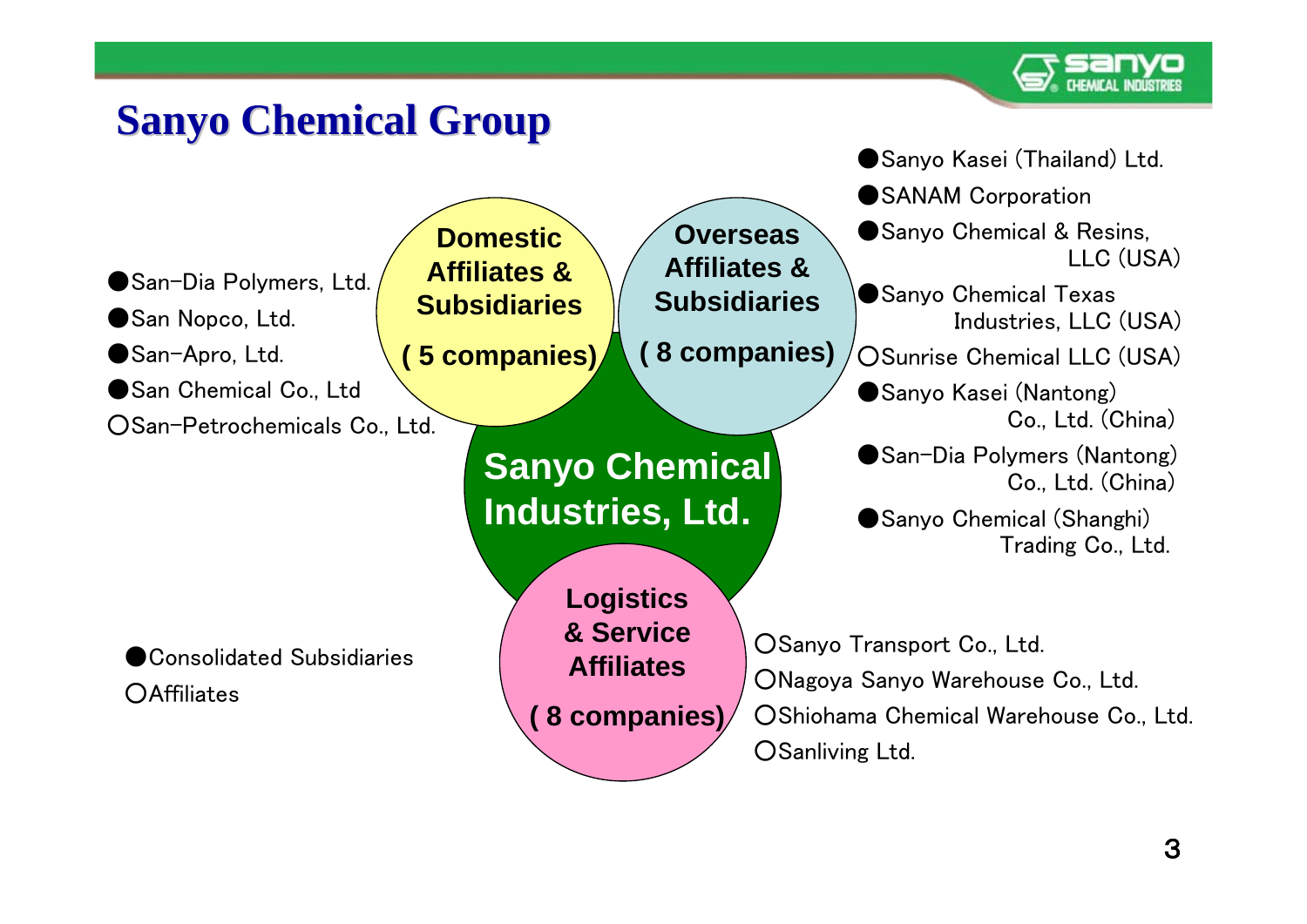# Sanyo Chemical Group

**Sanyo Chemical Industries, Ltd.**

**Domestic Affiliates & Subsidiaries ( 5 companies)**

- ●San-Dia Polymers, Ltd.
- ●San Nopco, Ltd.
- ●San-Apro, Ltd.
- ●San Chemical Co., Ltd
- ○San-Petrochemicals Co., Ltd.

**Overseas Affiliates & Subsidiaries ( 8 companies)**

- ●Sanyo Kasei (Thailand) Ltd.
- ●SANAM Corporation
- ●Sanyo Chemical & Resins, LLC (USA)
- ●Sanyo Chemical Texas Industries, LLC (USA)
- ○Sunrise Chemical LLC (USA)
- ●Sanyo Kasei (Nantong) Co., Ltd. (China)
- ●San-Dia Polymers (Nantong) Co., Ltd. (China)
- ●Sanyo Chemical (Shanghi) Trading Co., Ltd.

**Logistics & Service Affiliates ( 8 companies)**

- ○Sanyo Transport Co., Ltd.
- ○Nagoya Sanyo Warehouse Co., Ltd.
- ○Shiohama Chemical Warehouse Co., Ltd.
- ○Sanliving Ltd.

●Consolidated Subsidiaries
○Affiliates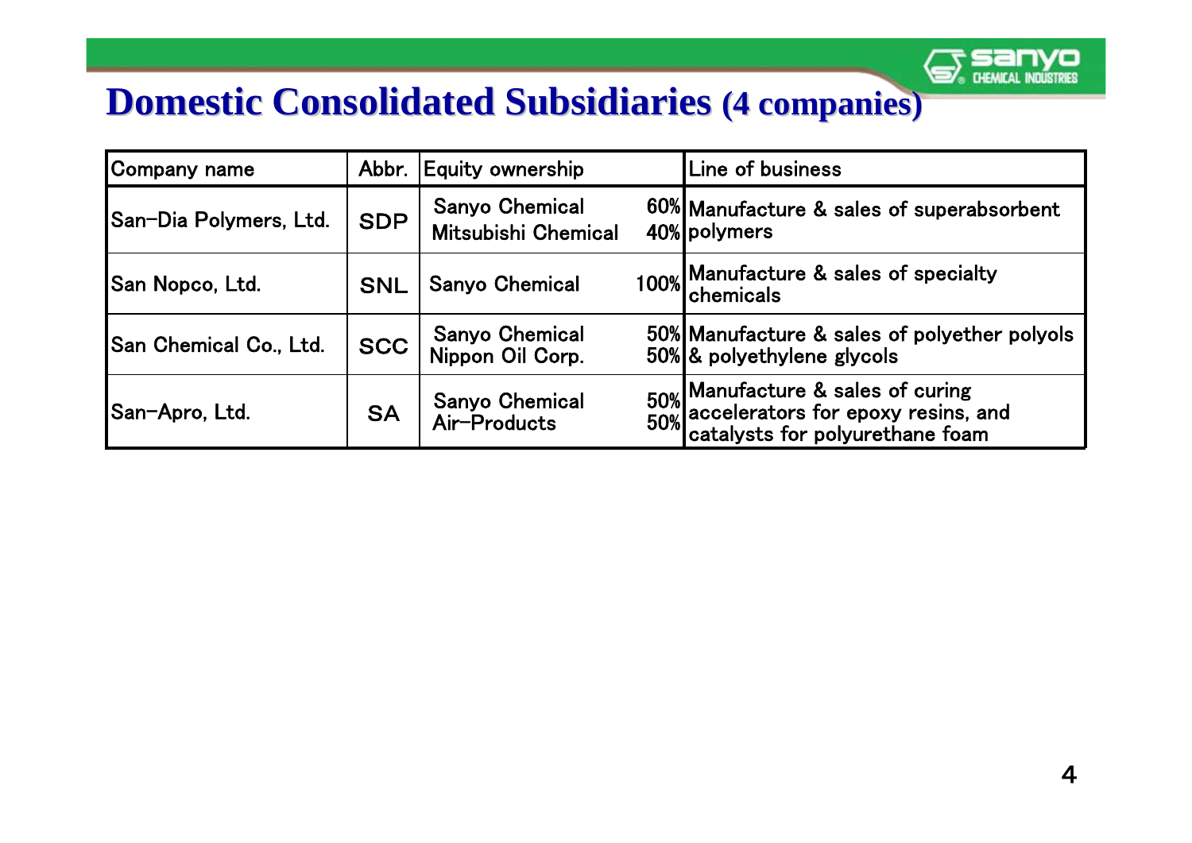# Domestic Consolidated Subsidiaries (4 companies)

| Company name | Abbr. | Equity ownership | Line of business |
|---|---|---|---|
| San-Dia Polymers, Ltd. | SDP | Sanyo Chemical 60%<br>Mitsubishi Chemical 40% | Manufacture & sales of superabsorbent polymers |
| San Nopco, Ltd. | SNL | Sanyo Chemical 100% | Manufacture & sales of specialty chemicals |
| San Chemical Co., Ltd. | SCC | Sanyo Chemical 50%<br>Nippon Oil Corp. 50% | Manufacture & sales of polyether polyols & polyethylene glycols |
| San-Apro, Ltd. | SA | Sanyo Chemical 50%<br>Air-Products 50% | Manufacture & sales of curing accelerators for epoxy resins, and catalysts for polyurethane foam |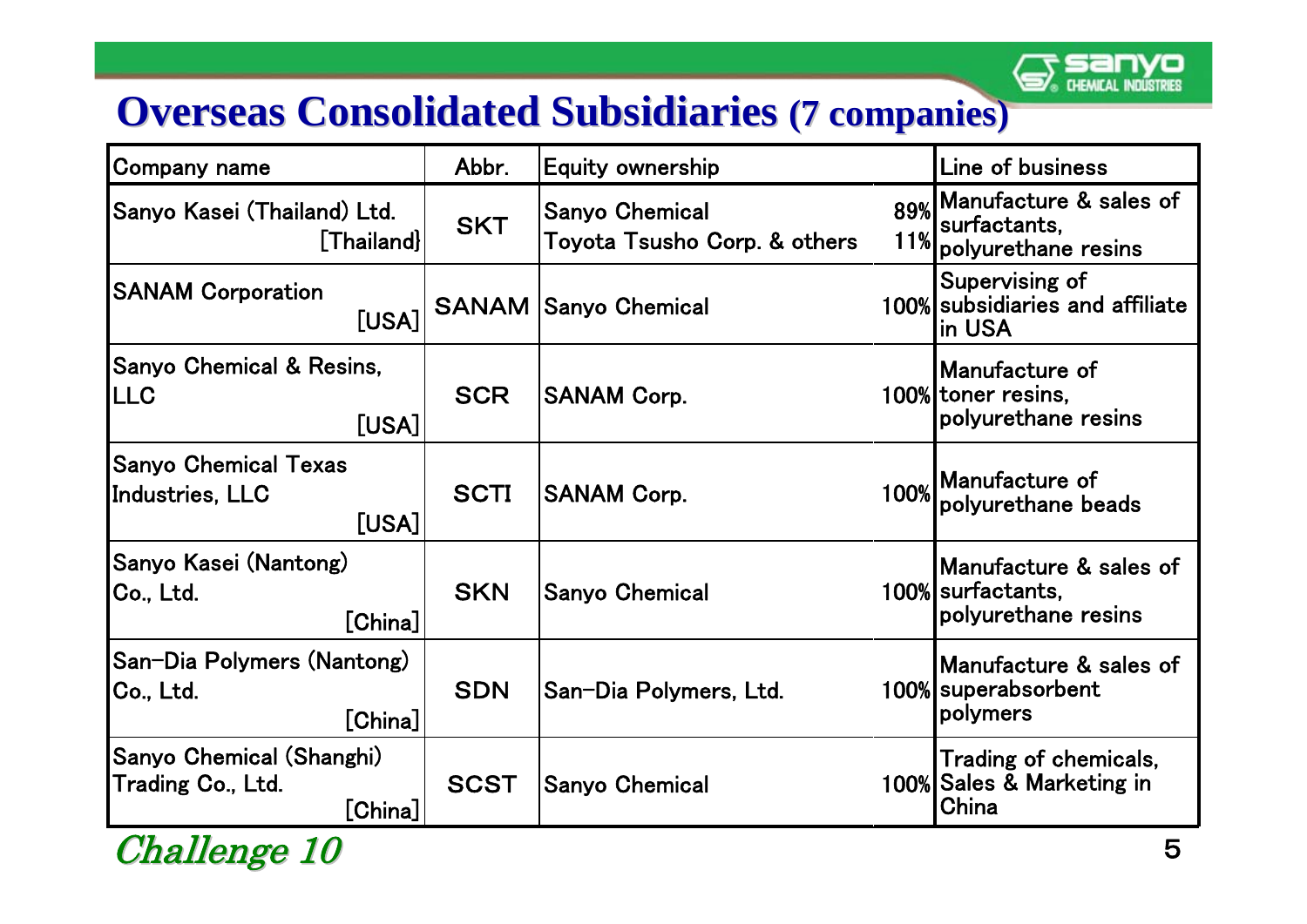# Overseas Consolidated Subsidiaries (7 companies)

| Company name | Abbr. | Equity ownership | | Line of business |
|---|---|---|---|---|
| Sanyo Kasei (Thailand) Ltd. [Thailand} | SKT | Sanyo Chemical<br>Toyota Tsusho Corp. & others | 89%<br>11% | Manufacture & sales of surfactants, polyurethane resins |
| SANAM Corporation [USA] | SANAM | Sanyo Chemical | 100% | Supervising of subsidiaries and affiliate in USA |
| Sanyo Chemical & Resins, LLC [USA] | SCR | SANAM Corp. | 100% | Manufacture of toner resins, polyurethane resins |
| Sanyo Chemical Texas Industries, LLC [USA] | SCTI | SANAM Corp. | 100% | Manufacture of polyurethane beads |
| Sanyo Kasei (Nantong) Co., Ltd. [China] | SKN | Sanyo Chemical | 100% | Manufacture & sales of surfactants, polyurethane resins |
| San-Dia Polymers (Nantong) Co., Ltd. [China] | SDN | San-Dia Polymers, Ltd. | 100% | Manufacture & sales of superabsorbent polymers |
| Sanyo Chemical (Shanghi) Trading Co., Ltd. [China] | SCST | Sanyo Chemical | 100% | Trading of chemicals, Sales & Marketing in China |

*Challenge 10*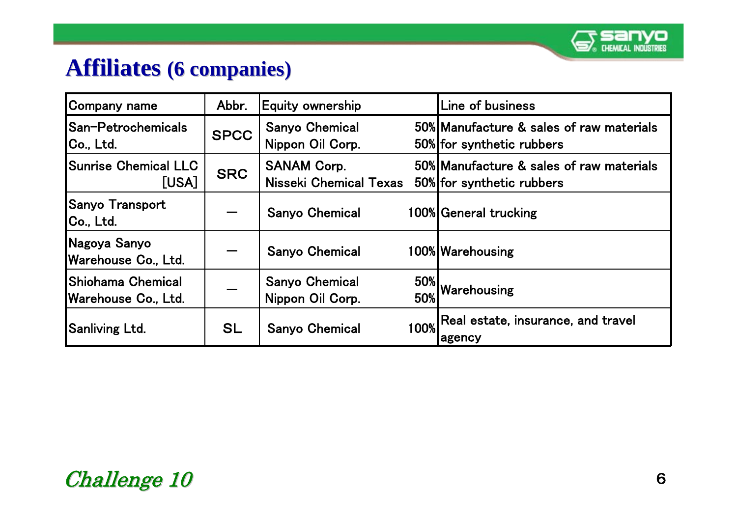# Affiliates (6 companies)

| Company name | Abbr. | Equity ownership | Line of business |
|---|---|---|---|
| San-Petrochemicals Co., Ltd. | SPCC | Sanyo Chemical 50%<br>Nippon Oil Corp. 50% | Manufacture & sales of raw materials for synthetic rubbers |
| Sunrise Chemical LLC [USA] | SRC | SANAM Corp. 50%<br>Nisseki Chemical Texas 50% | Manufacture & sales of raw materials for synthetic rubbers |
| Sanyo Transport Co., Ltd. | — | Sanyo Chemical 100% | General trucking |
| Nagoya Sanyo Warehouse Co., Ltd. | — | Sanyo Chemical 100% | Warehousing |
| Shiohama Chemical Warehouse Co., Ltd. | — | Sanyo Chemical 50%<br>Nippon Oil Corp. 50% | Warehousing |
| Sanliving Ltd. | SL | Sanyo Chemical 100% | Real estate, insurance, and travel agency |

*Challenge 10*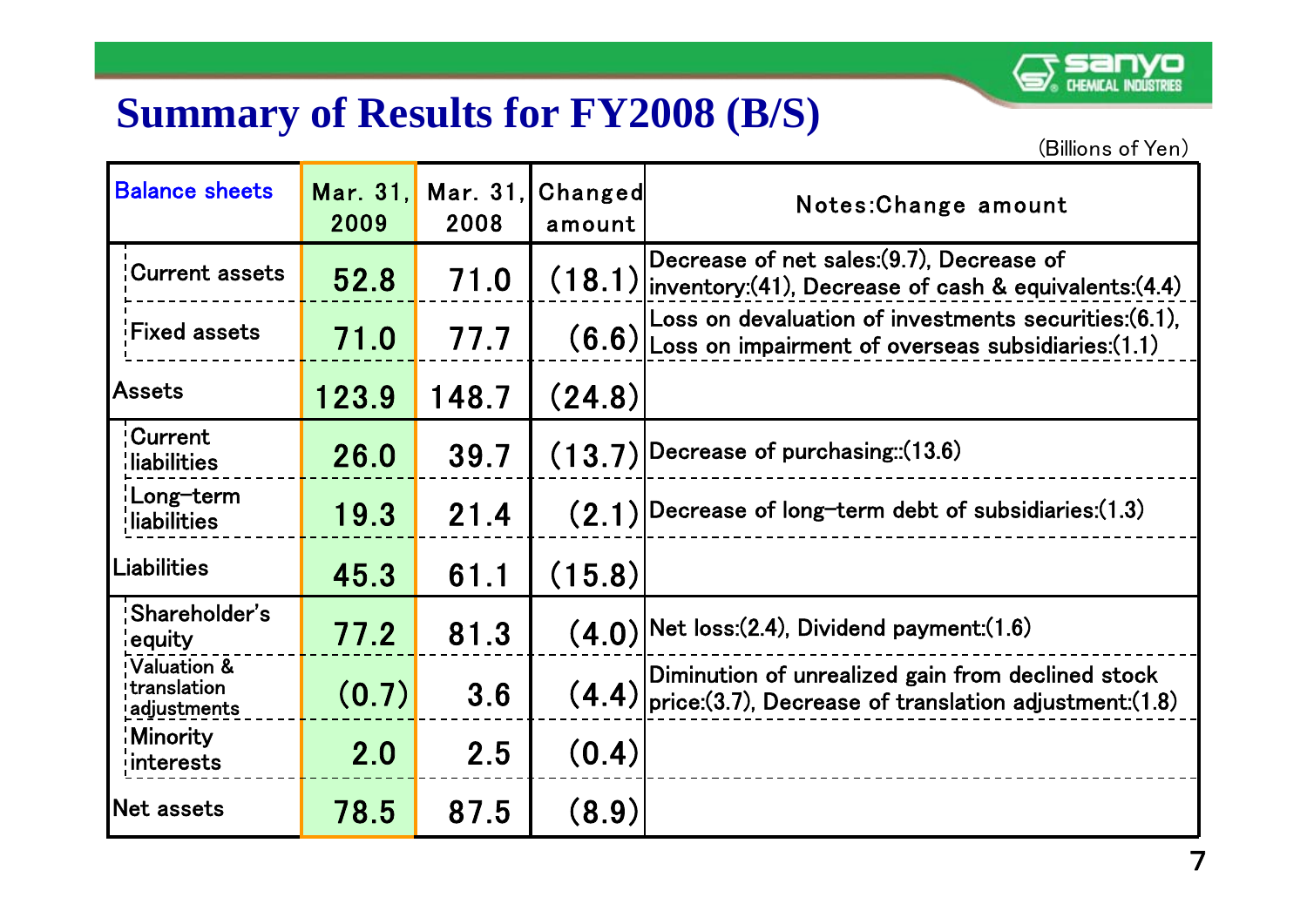# Summary of Results for FY2008 (B/S)

(Billions of Yen)

| Balance sheets | Mar. 31, 2009 | Mar. 31, 2008 | Changed amount | Notes:Change amount |
|---|---|---|---|---|
| Current assets | 52.8 | 71.0 | (18.1) | Decrease of net sales:(9.7), Decrease of inventory:(41), Decrease of cash & equivalents:(4.4) |
| Fixed assets | 71.0 | 77.7 | (6.6) | Loss on devaluation of investments securities:(6.1), Loss on impairment of overseas subsidiaries:(1.1) |
| Assets | 123.9 | 148.7 | (24.8) | |
| Current liabilities | 26.0 | 39.7 | (13.7) | Decrease of purchasing::(13.6) |
| Long-term liabilities | 19.3 | 21.4 | (2.1) | Decrease of long-term debt of subsidiaries:(1.3) |
| Liabilities | 45.3 | 61.1 | (15.8) | |
| Shareholder's equity | 77.2 | 81.3 | (4.0) | Net loss:(2.4), Dividend payment:(1.6) |
| Valuation & translation adjustments | (0.7) | 3.6 | (4.4) | Diminution of unrealized gain from declined stock price:(3.7), Decrease of translation adjustment:(1.8) |
| Minority interests | 2.0 | 2.5 | (0.4) | |
| Net assets | 78.5 | 87.5 | (8.9) | |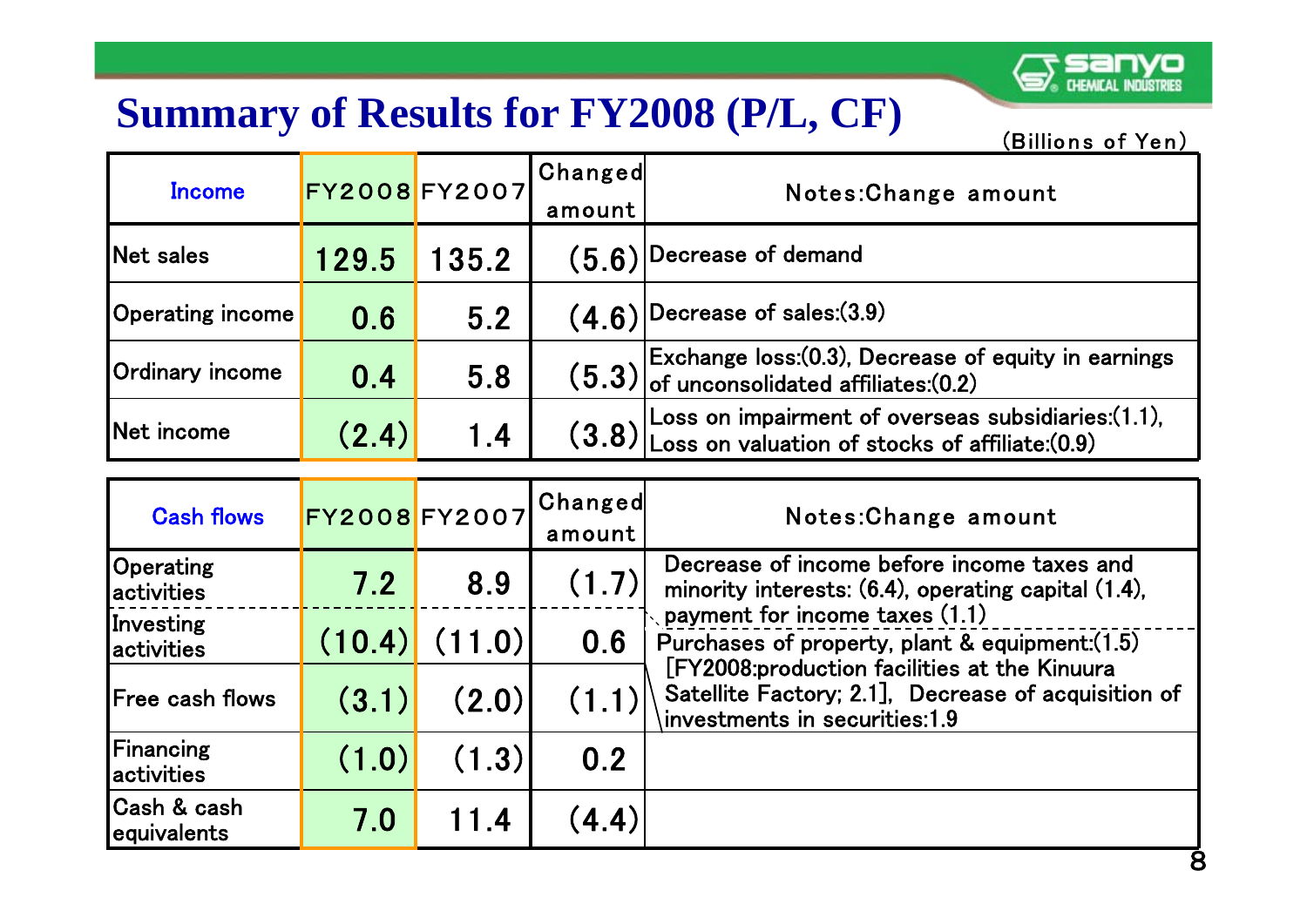# Summary of Results for FY2008 (P/L, CF)

(Billions of Yen)

| Income | FY2008 | FY2007 | Changed amount | Notes:Change amount |
|---|---|---|---|---|
| Net sales | 129.5 | 135.2 | (5.6) | Decrease of demand |
| Operating income | 0.6 | 5.2 | (4.6) | Decrease of sales:(3.9) |
| Ordinary income | 0.4 | 5.8 | (5.3) | Exchange loss:(0.3), Decrease of equity in earnings of unconsolidated affiliates:(0.2) |
| Net income | (2.4) | 1.4 | (3.8) | Loss on impairment of overseas subsidiaries:(1.1), Loss on valuation of stocks of affiliate:(0.9) |

| Cash flows | FY2008 | FY2007 | Changed amount | Notes:Change amount |
|---|---|---|---|---|
| Operating activities | 7.2 | 8.9 | (1.7) | Decrease of income before income taxes and minority interests: (6.4), operating capital (1.4), payment for income taxes (1.1) |
| Investing activities | (10.4) | (11.0) | 0.6 | Purchases of property, plant & equipment:(1.5) [FY2008:production facilities at the Kinuura Satellite Factory; 2.1], Decrease of acquisition of investments in securities:1.9 |
| Free cash flows | (3.1) | (2.0) | (1.1) | |
| Financing activities | (1.0) | (1.3) | 0.2 | |
| Cash & cash equivalents | 7.0 | 11.4 | (4.4) | |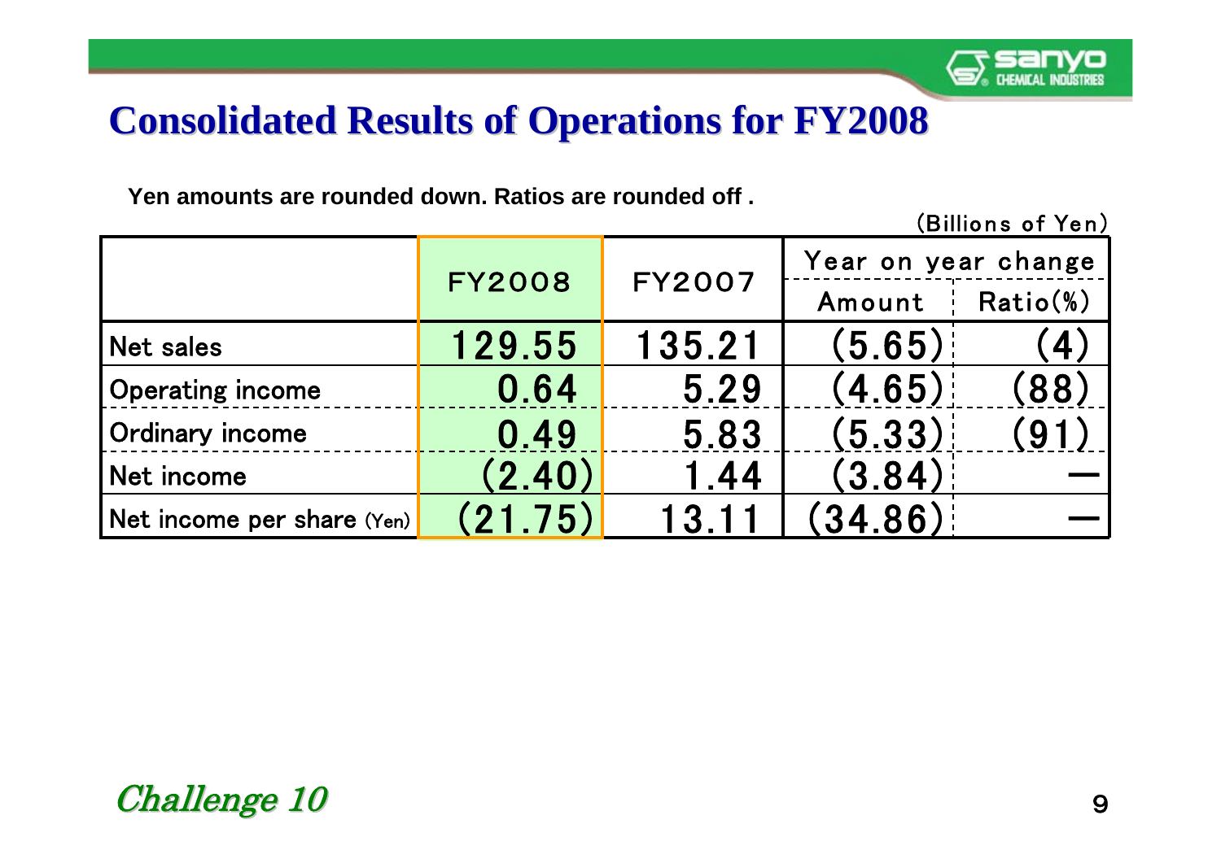# Consolidated Results of Operations for FY2008

**Yen amounts are rounded down. Ratios are rounded off .**

(Billions of Yen)

| | FY2008 | FY2007 | Year on year change | |
|---|---|---|---|---|
| | | | Amount | Ratio(%) |
| Net sales | 129.55 | 135.21 | (5.65) | (4) |
| Operating income | 0.64 | 5.29 | (4.65) | (88) |
| Ordinary income | 0.49 | 5.83 | (5.33) | (91) |
| Net income | (2.40) | 1.44 | (3.84) | ― |
| Net income per share (Yen) | (21.75) | 13.11 | (34.86) | ― |

*Challenge 10*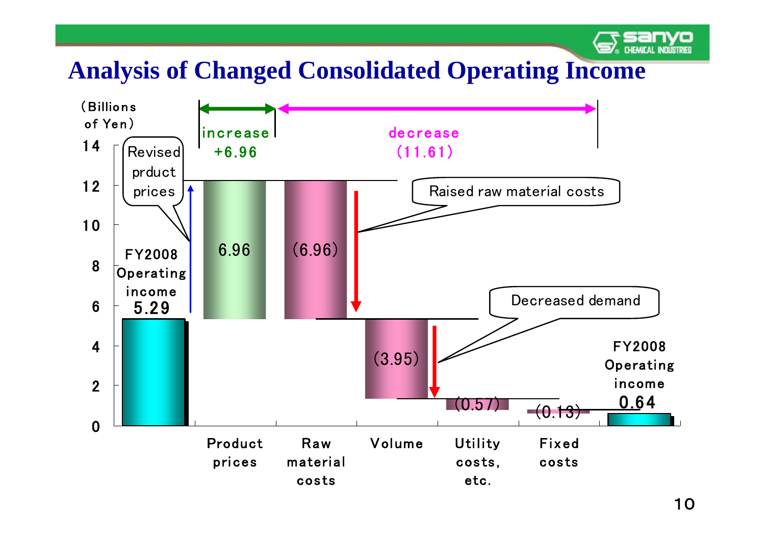# Analysis of Changed Consolidated Operating Income

(Billions of Yen)

| | FY2008 Operating income | Product prices | Raw material costs | Volume | Utility costs, etc. | Fixed costs | FY2008 Operating income |
|---|---|---|---|---|---|---|---|
| Amount | 5.29 | 6.96 | (6.96) | (3.95) | (0.57) | (0.13) | 0.64 |

- increase +6.96
- decrease (11.61)

Revised prduct prices

Raised raw material costs

Decreased demand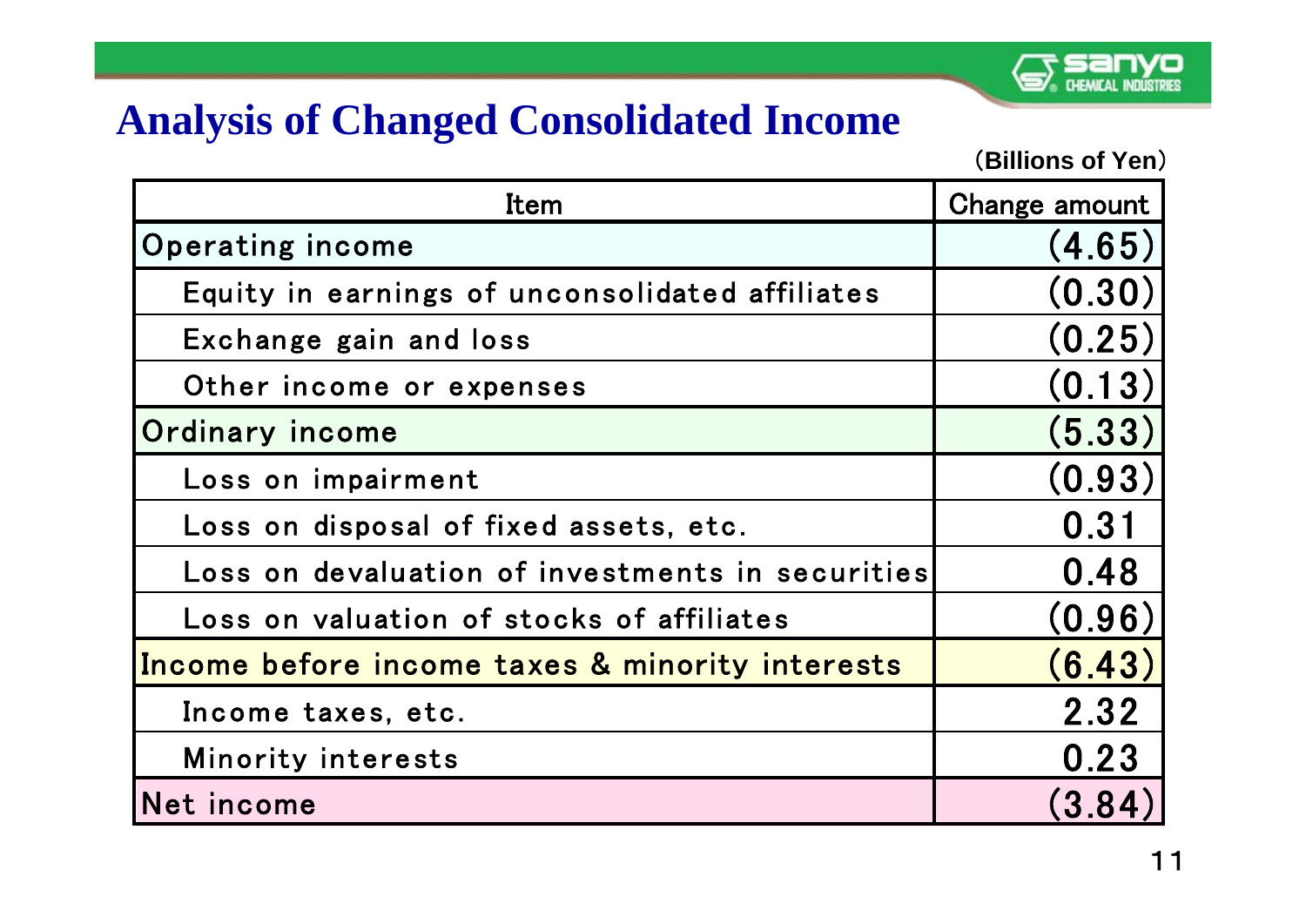# Analysis of Changed Consolidated Income

(Billions of Yen)

| Item | Change amount |
|---|---|
| Operating income | (4.65) |
| Equity in earnings of unconsolidated affiliates | (0.30) |
| Exchange gain and loss | (0.25) |
| Other income or expenses | (0.13) |
| Ordinary income | (5.33) |
| Loss on impairment | (0.93) |
| Loss on disposal of fixed assets, etc. | 0.31 |
| Loss on devaluation of investments in securities | 0.48 |
| Loss on valuation of stocks of affiliates | (0.96) |
| Income before income taxes & minority interests | (6.43) |
| Income taxes, etc. | 2.32 |
| Minority interests | 0.23 |
| Net income | (3.84) |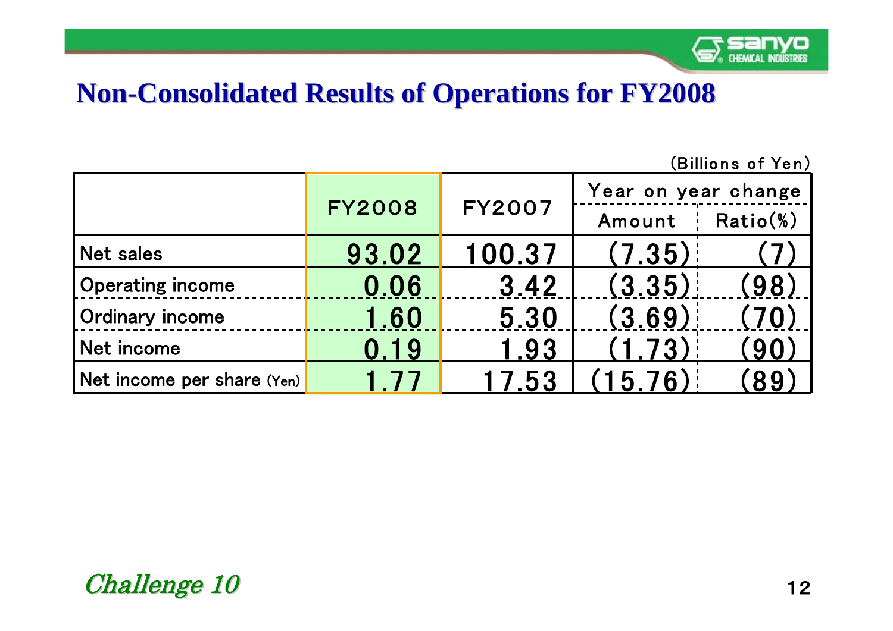# Non-Consolidated Results of Operations for FY2008

(Billions of Yen)

| | FY2008 | FY2007 | Year on year change | |
|---|---|---|---|---|
| | | | Amount | Ratio(%) |
| Net sales | 93.02 | 100.37 | (7.35) | (7) |
| Operating income | 0.06 | 3.42 | (3.35) | (98) |
| Ordinary income | 1.60 | 5.30 | (3.69) | (70) |
| Net income | 0.19 | 1.93 | (1.73) | (90) |
| Net income per share (Yen) | 1.77 | 17.53 | (15.76) | (89) |

*Challenge 10*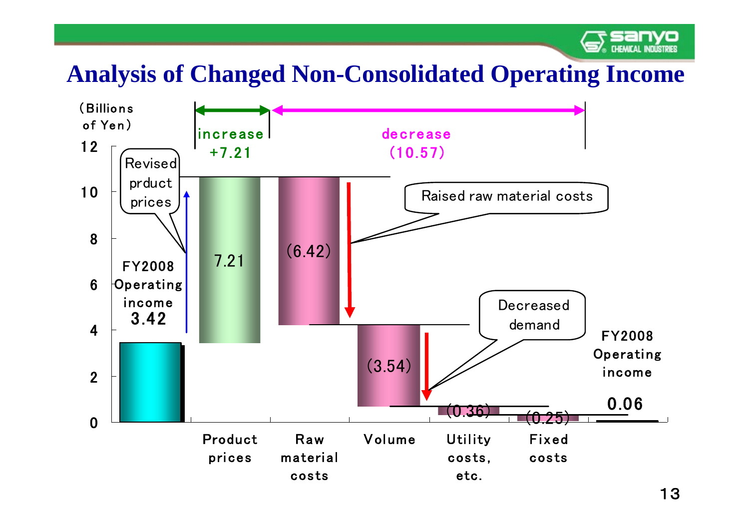# Analysis of Changed Non-Consolidated Operating Income

(Billions of Yen)

| | FY2008 Operating income | Product prices | Raw material costs | Volume | Utility costs, etc. | Fixed costs | FY2008 Operating income |
|---|---|---|---|---|---|---|---|
| Amount | 3.42 | 7.21 | (6.42) | (3.54) | (0.36) | (0.25) | 0.06 |

increase +7.21 (Revised prduct prices)

decrease (10.57)

- Raised raw material costs
- Decreased demand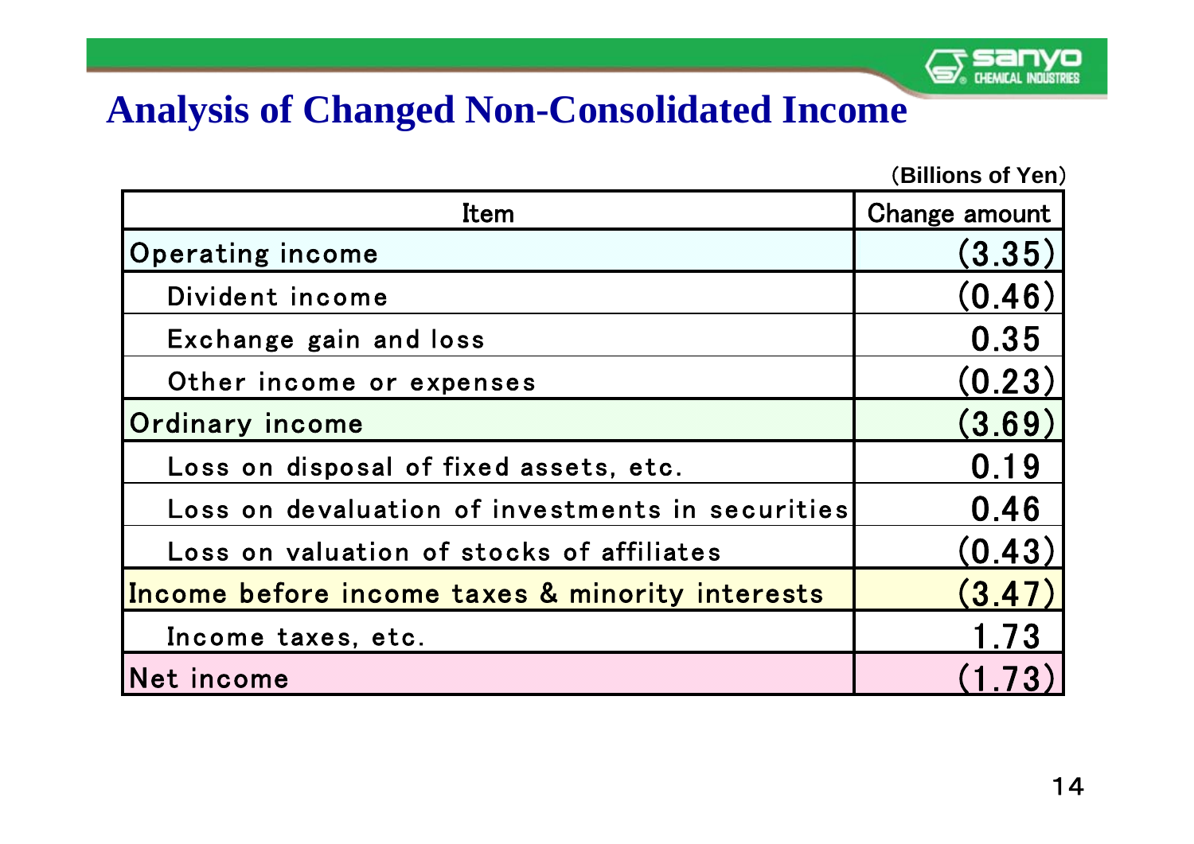# Analysis of Changed Non-Consolidated Income

(Billions of Yen)

| Item | Change amount |
|---|---|
| Operating income | (3.35) |
| Divident income | (0.46) |
| Exchange gain and loss | 0.35 |
| Other income or expenses | (0.23) |
| Ordinary income | (3.69) |
| Loss on disposal of fixed assets, etc. | 0.19 |
| Loss on devaluation of investments in securities | 0.46 |
| Loss on valuation of stocks of affiliates | (0.43) |
| Income before income taxes & minority interests | (3.47) |
| Income taxes, etc. | 1.73 |
| Net income | (1.73) |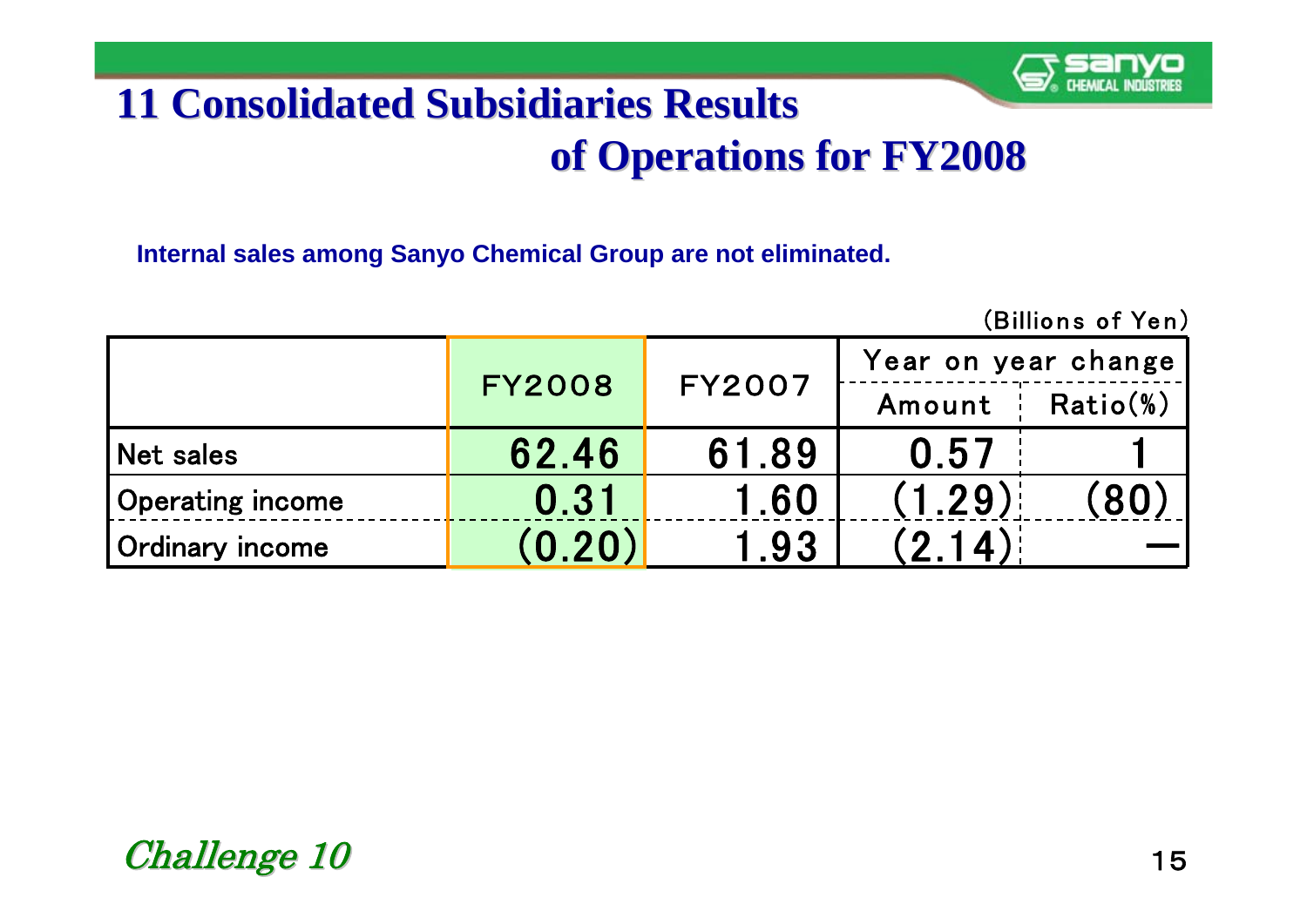# 11 Consolidated Subsidiaries Results of Operations for FY2008

**Internal sales among Sanyo Chemical Group are not eliminated.**

(Billions of Yen)

| | FY2008 | FY2007 | Year on year change | |
|---|---|---|---|---|
| | | | Amount | Ratio(%) |
| Net sales | 62.46 | 61.89 | 0.57 | 1 |
| Operating income | 0.31 | 1.60 | (1.29) | (80) |
| Ordinary income | (0.20) | 1.93 | (2.14) | — |

*Challenge 10*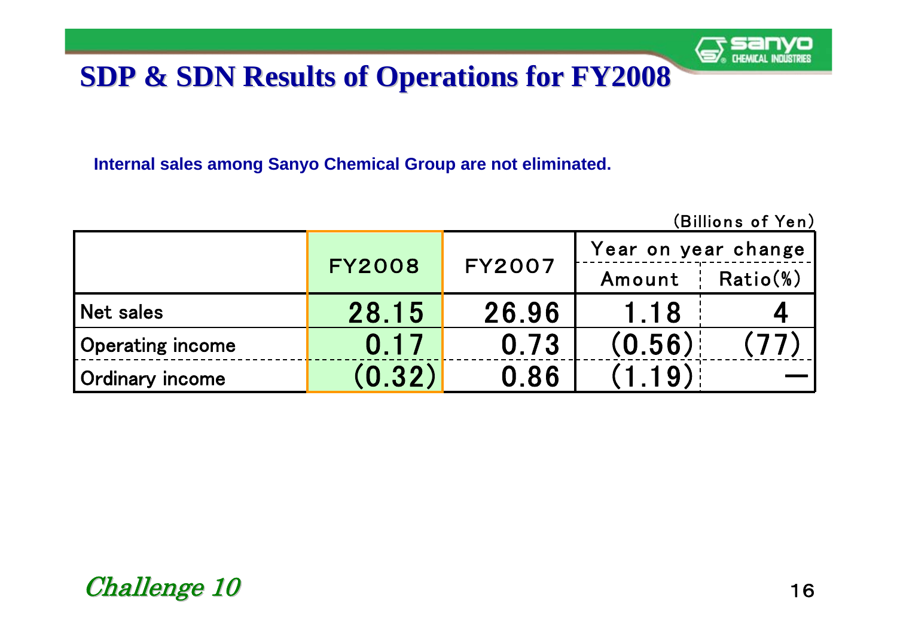# SDP & SDN Results of Operations for FY2008

**Internal sales among Sanyo Chemical Group are not eliminated.**

(Billions of Yen)

| | FY2008 | FY2007 | Year on year change | |
|---|---|---|---|---|
| | | | Amount | Ratio(%) |
| Net sales | 28.15 | 26.96 | 1.18 | 4 |
| Operating income | 0.17 | 0.73 | (0.56) | (77) |
| Ordinary income | (0.32) | 0.86 | (1.19) | — |

*Challenge 10*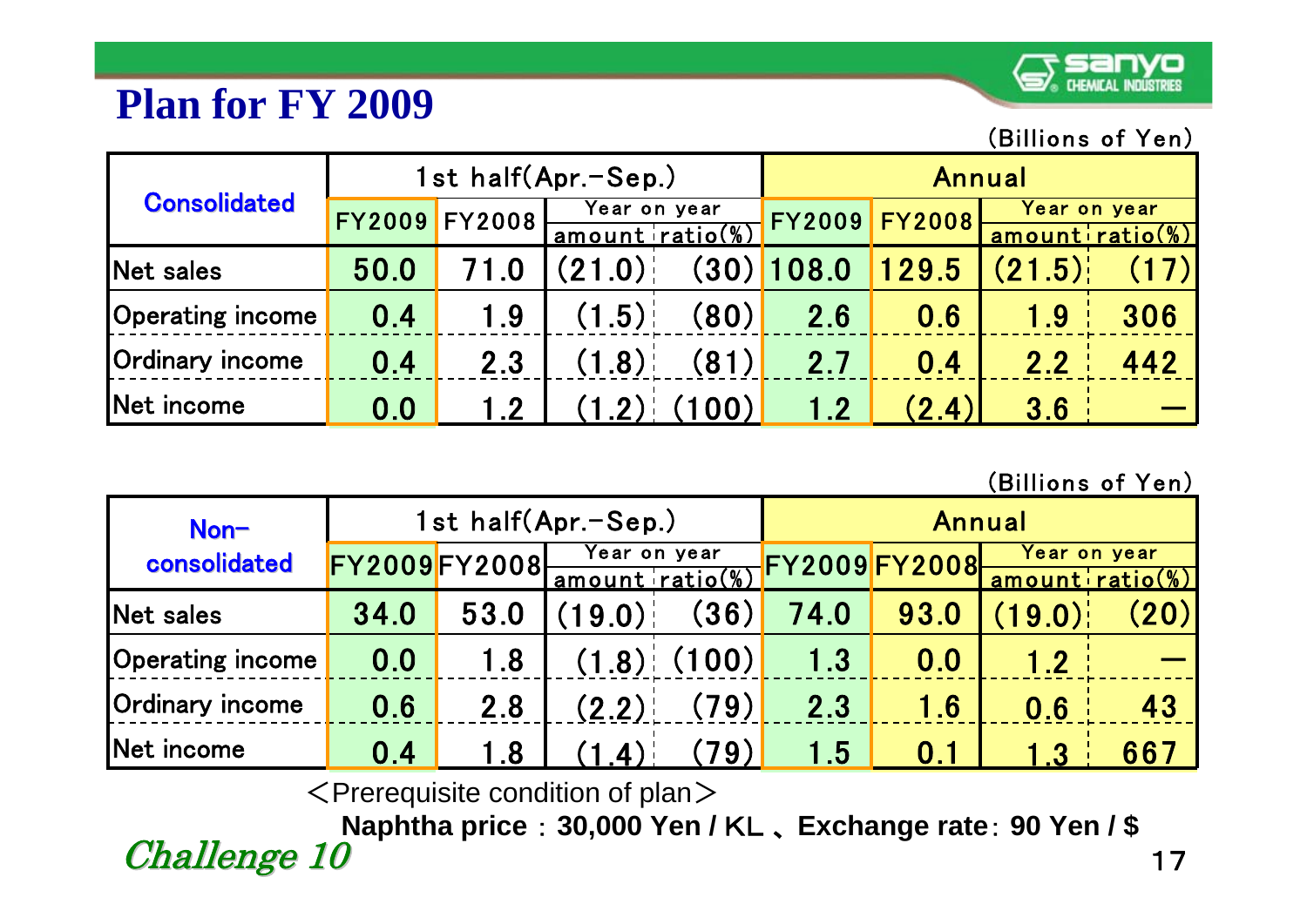# Plan for FY 2009

(Billions of Yen)

| Consolidated | 1st half(Apr.-Sep.) | | | | Annual | | | |
|---|---|---|---|---|---|---|---|---|
| | FY2009 | FY2008 | Year on year amount | Year on year ratio(%) | FY2009 | FY2008 | Year on year amount | Year on year ratio(%) |
| Net sales | 50.0 | 71.0 | (21.0) | (30) | 108.0 | 129.5 | (21.5) | (17) |
| Operating income | 0.4 | 1.9 | (1.5) | (80) | 2.6 | 0.6 | 1.9 | 306 |
| Ordinary income | 0.4 | 2.3 | (1.8) | (81) | 2.7 | 0.4 | 2.2 | 442 |
| Net income | 0.0 | 1.2 | (1.2) | (100) | 1.2 | (2.4) | 3.6 | ― |

(Billions of Yen)

| Non-consolidated | 1st half(Apr.-Sep.) | | | | Annual | | | |
|---|---|---|---|---|---|---|---|---|
| | FY2009 | FY2008 | Year on year amount | Year on year ratio(%) | FY2009 | FY2008 | Year on year amount | Year on year ratio(%) |
| Net sales | 34.0 | 53.0 | (19.0) | (36) | 74.0 | 93.0 | (19.0) | (20) |
| Operating income | 0.0 | 1.8 | (1.8) | (100) | 1.3 | 0.0 | 1.2 | ― |
| Ordinary income | 0.6 | 2.8 | (2.2) | (79) | 2.3 | 1.6 | 0.6 | 43 |
| Net income | 0.4 | 1.8 | (1.4) | (79) | 1.5 | 0.1 | 1.3 | 667 |

＜Prerequisite condition of plan＞

**Naphtha price：30,000 Yen / KL 、Exchange rate: 90 Yen / $**

*Challenge 10*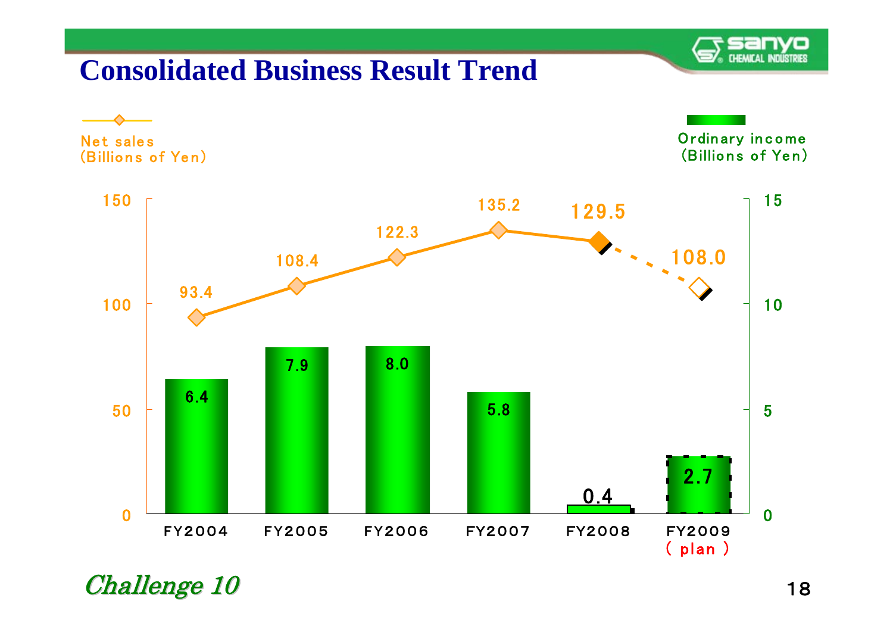# Consolidated Business Result Trend

| | FY2004 | FY2005 | FY2006 | FY2007 | FY2008 | FY2009 (plan) |
|---|---|---|---|---|---|---|
| Net sales (Billions of Yen) | 93.4 | 108.4 | 122.3 | 135.2 | 129.5 | 108.0 |
| Ordinary income (Billions of Yen) | 6.4 | 7.9 | 8.0 | 5.8 | 0.4 | 2.7 |

*Challenge 10*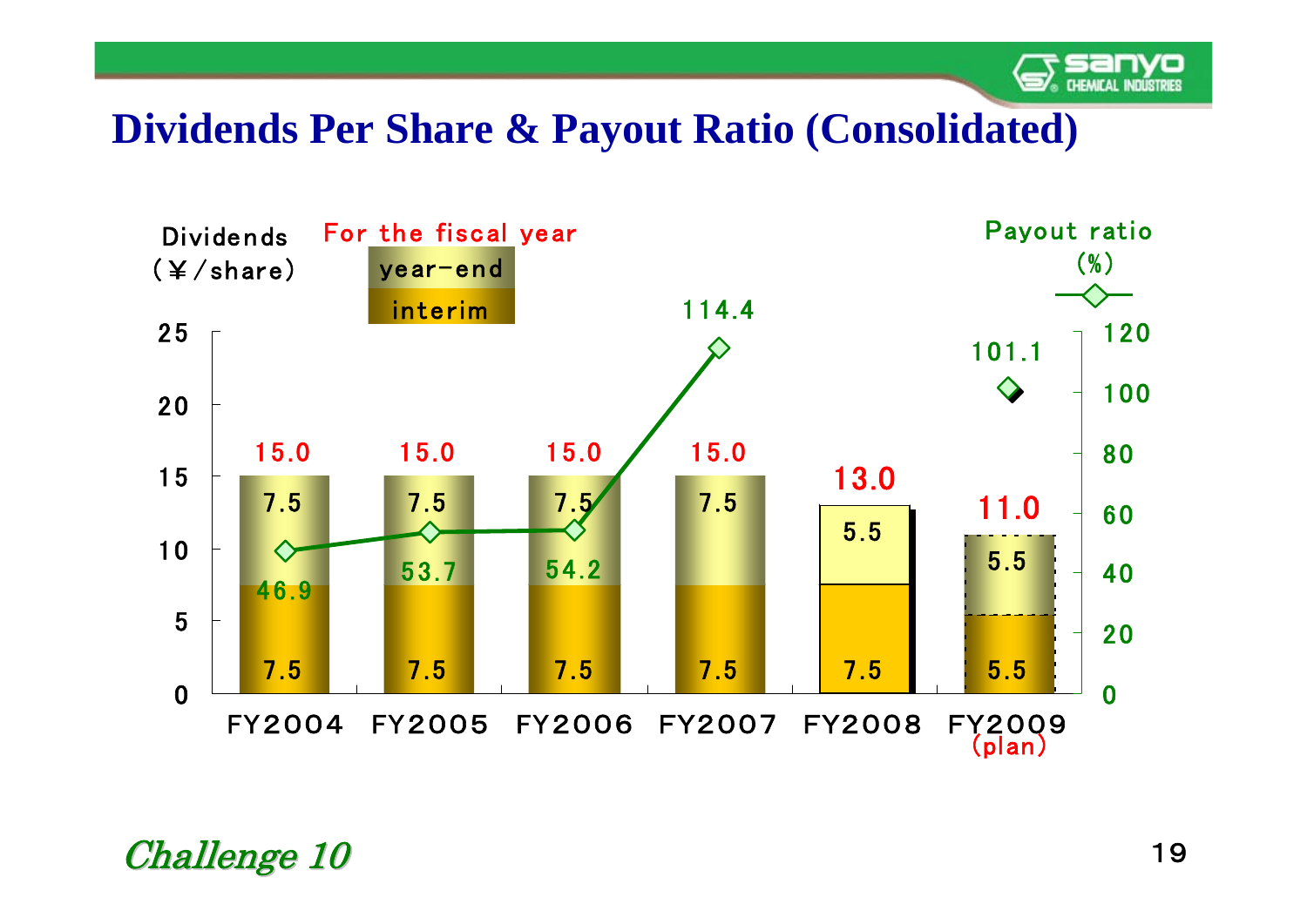# Dividends Per Share & Payout Ratio (Consolidated)

Dividends (¥/share) — For the fiscal year: year-end / interim

Payout ratio (%)

| | FY2004 | FY2005 | FY2006 | FY2007 | FY2008 | FY2009 (plan) |
|---|---|---|---|---|---|---|
| Year-end (¥) | 7.5 | 7.5 | 7.5 | 7.5 | 5.5 | 5.5 |
| Interim (¥) | 7.5 | 7.5 | 7.5 | 7.5 | 7.5 | 5.5 |
| Total (¥) | 15.0 | 15.0 | 15.0 | 15.0 | 13.0 | 11.0 |
| Payout ratio (%) | 46.9 | 53.7 | 54.2 | 114.4 | | 101.1 |

*Challenge 10*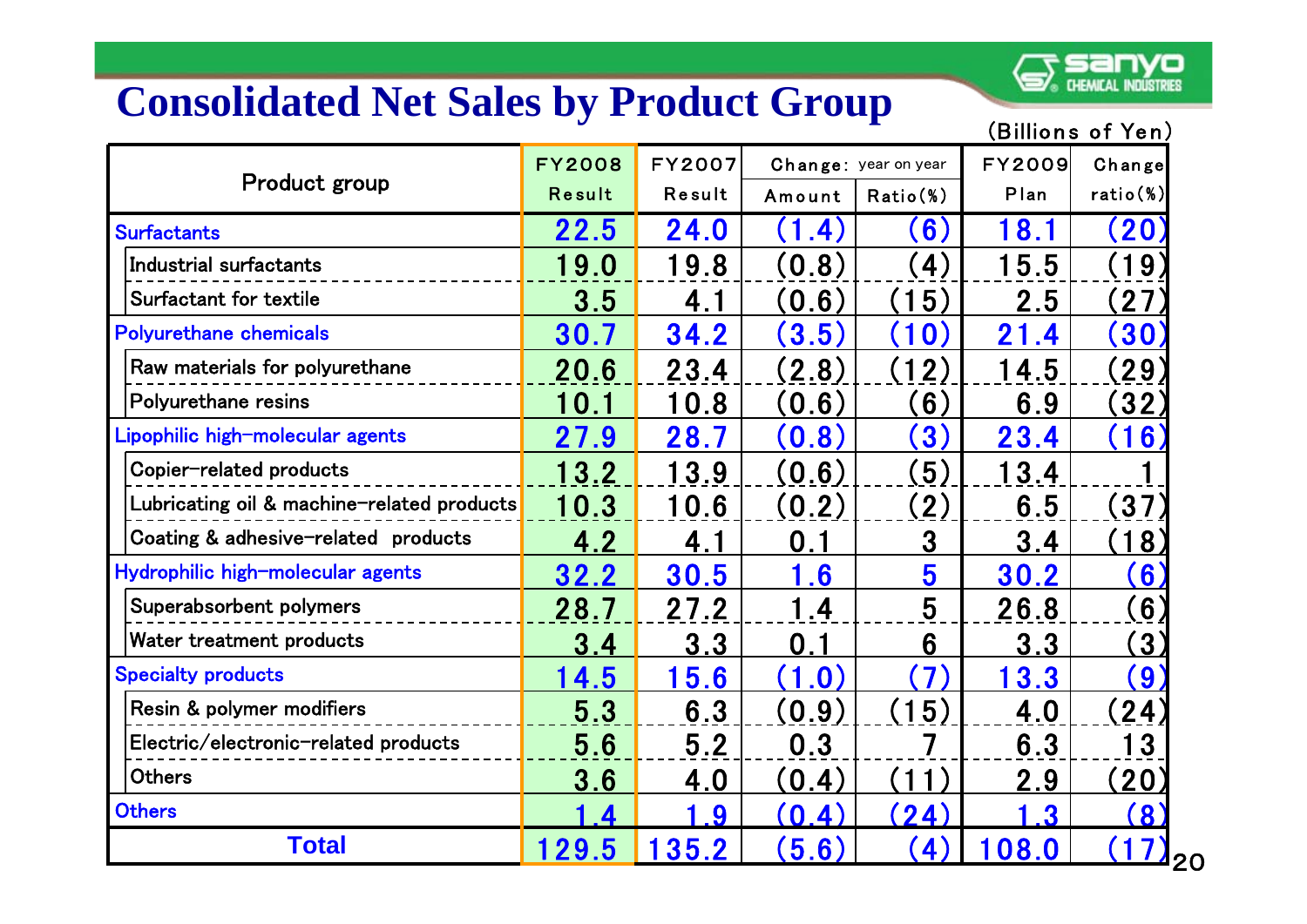# Consolidated Net Sales by Product Group

(Billions of Yen)

| Product group | FY2008 Result | FY2007 Result | Change: year on year | | FY2009 Plan | Change ratio(%) |
|---|---|---|---|---|---|---|
| | | | Amount | Ratio(%) | | |
| Surfactants | 22.5 | 24.0 | (1.4) | (6) | 18.1 | (20) |
| Industrial surfactants | 19.0 | 19.8 | (0.8) | (4) | 15.5 | (19) |
| Surfactant for textile | 3.5 | 4.1 | (0.6) | (15) | 2.5 | (27) |
| Polyurethane chemicals | 30.7 | 34.2 | (3.5) | (10) | 21.4 | (30) |
| Raw materials for polyurethane | 20.6 | 23.4 | (2.8) | (12) | 14.5 | (29) |
| Polyurethane resins | 10.1 | 10.8 | (0.6) | (6) | 6.9 | (32) |
| Lipophilic high-molecular agents | 27.9 | 28.7 | (0.8) | (3) | 23.4 | (16) |
| Copier-related products | 13.2 | 13.9 | (0.6) | (5) | 13.4 | 1 |
| Lubricating oil & machine-related products | 10.3 | 10.6 | (0.2) | (2) | 6.5 | (37) |
| Coating & adhesive-related products | 4.2 | 4.1 | 0.1 | 3 | 3.4 | (18) |
| Hydrophilic high-molecular agents | 32.2 | 30.5 | 1.6 | 5 | 30.2 | (6) |
| Superabsorbent polymers | 28.7 | 27.2 | 1.4 | 5 | 26.8 | (6) |
| Water treatment products | 3.4 | 3.3 | 0.1 | 6 | 3.3 | (3) |
| Specialty products | 14.5 | 15.6 | (1.0) | (7) | 13.3 | (9) |
| Resin & polymer modifiers | 5.3 | 6.3 | (0.9) | (15) | 4.0 | (24) |
| Electric/electronic-related products | 5.6 | 5.2 | 0.3 | 7 | 6.3 | 13 |
| Others | 3.6 | 4.0 | (0.4) | (11) | 2.9 | (20) |
| Others | 1.4 | 1.9 | (0.4) | (24) | 1.3 | (8) |
| **Total** | 129.5 | 135.2 | (5.6) | (4) | 108.0 | (17) |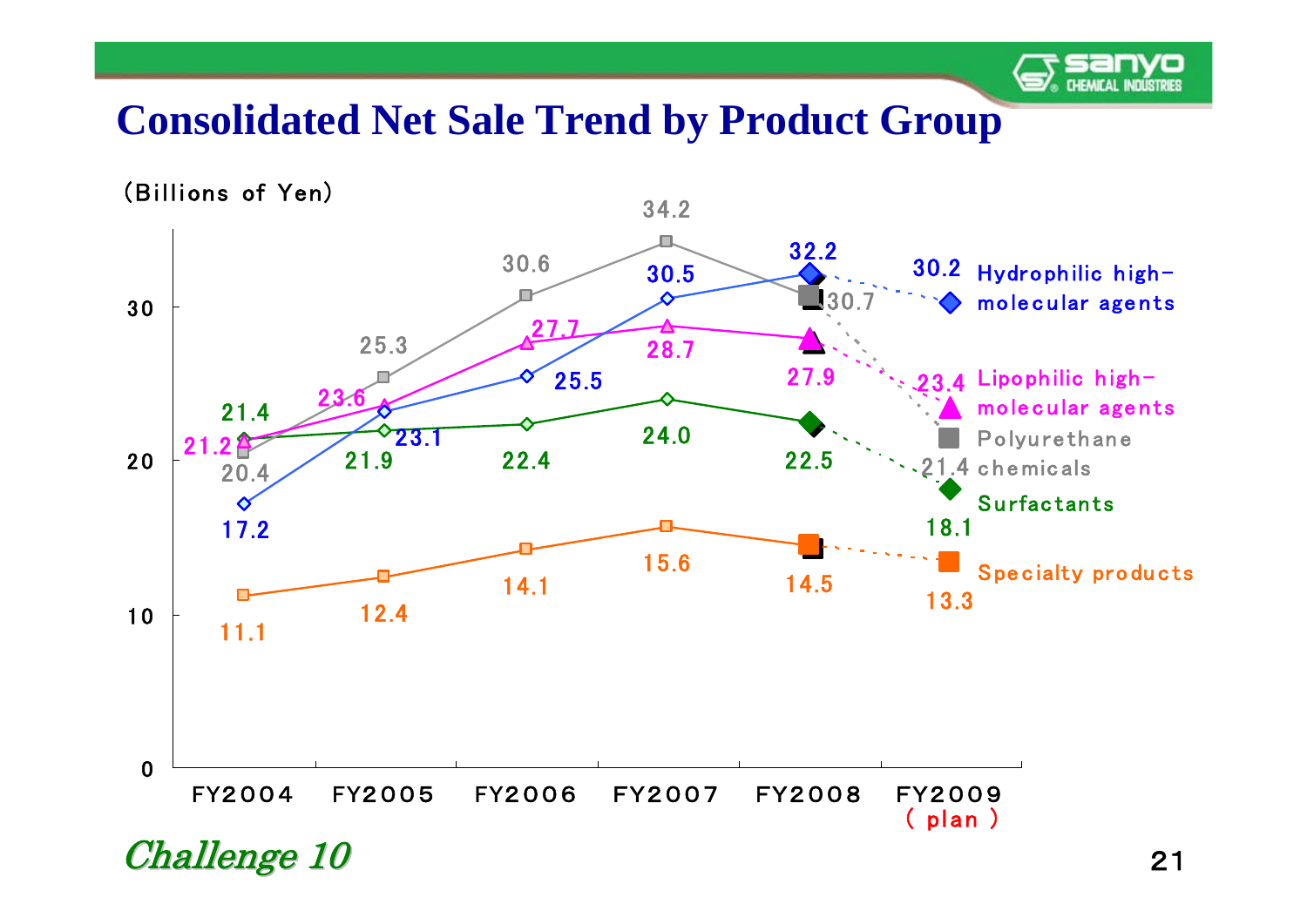# Consolidated Net Sale Trend by Product Group

(Billions of Yen)

| Product Group | FY2004 | FY2005 | FY2006 | FY2007 | FY2008 | FY2009 (plan) |
|---|---|---|---|---|---|---|
| Hydrophilic high-molecular agents | 17.2 | 23.1 | 25.5 | 30.5 | 32.2 | 30.2 |
| Lipophilic high-molecular agents | 21.2 | 23.6 | 27.7 | 28.7 | 27.9 | 23.4 |
| Polyurethane chemicals | 20.4 | 25.3 | 30.6 | 34.2 | 30.7 | 21.4 |
| Surfactants | 21.4 | 21.9 | 22.4 | 24.0 | 22.5 | 18.1 |
| Specialty products | 11.1 | 12.4 | 14.1 | 15.6 | 14.5 | 13.3 |

*Challenge 10*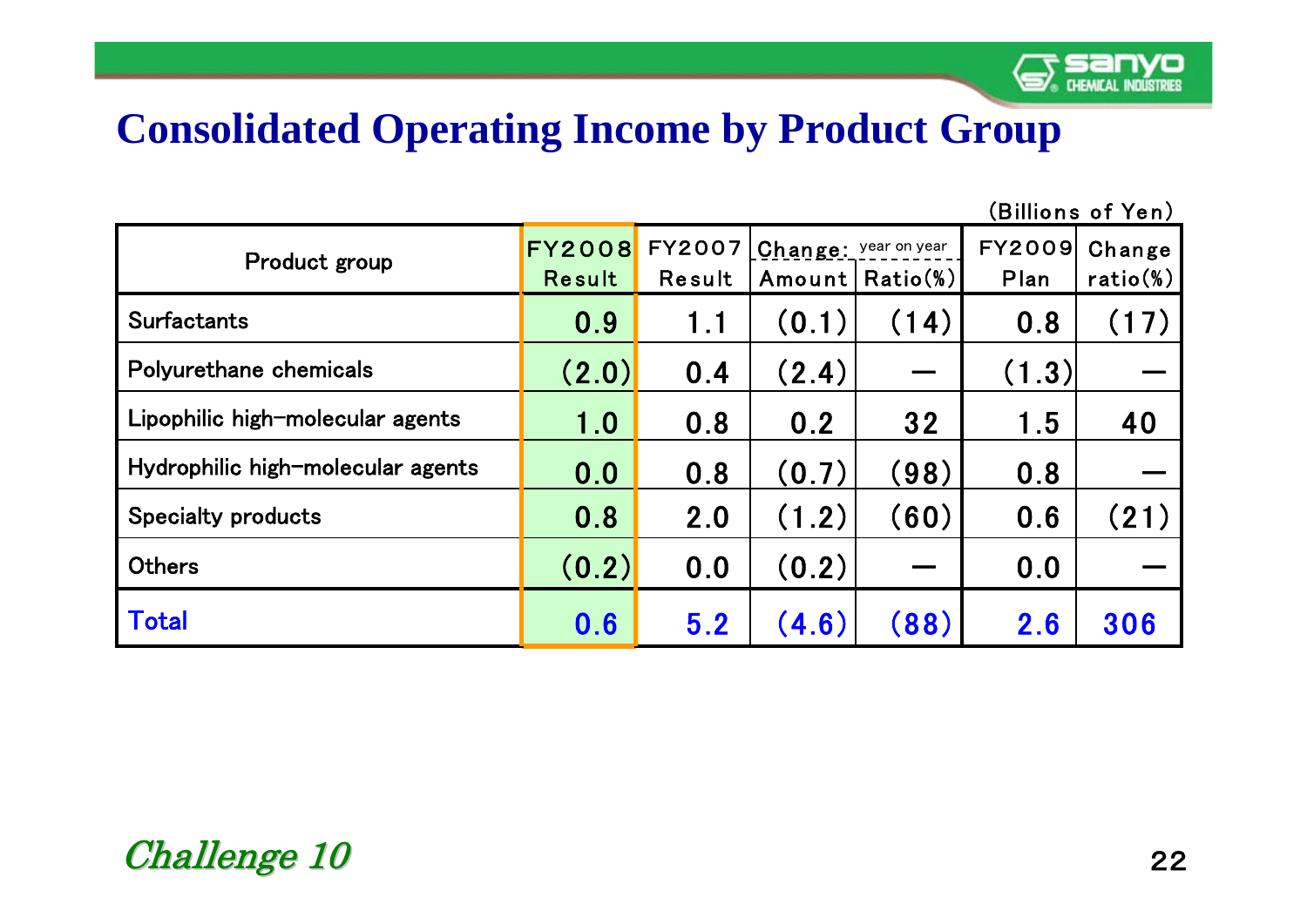# Consolidated Operating Income by Product Group

(Billions of Yen)

| Product group | FY2008 Result | FY2007 Result | Change: year on year Amount | Change: year on year Ratio(%) | FY2009 Plan | Change ratio(%) |
|---|---|---|---|---|---|---|
| Surfactants | 0.9 | 1.1 | (0.1) | (14) | 0.8 | (17) |
| Polyurethane chemicals | (2.0) | 0.4 | (2.4) | — | (1.3) | — |
| Lipophilic high-molecular agents | 1.0 | 0.8 | 0.2 | 32 | 1.5 | 40 |
| Hydrophilic high-molecular agents | 0.0 | 0.8 | (0.7) | (98) | 0.8 | — |
| Specialty products | 0.8 | 2.0 | (1.2) | (60) | 0.6 | (21) |
| Others | (0.2) | 0.0 | (0.2) | — | 0.0 | — |
| Total | 0.6 | 5.2 | (4.6) | (88) | 2.6 | 306 |

*Challenge 10*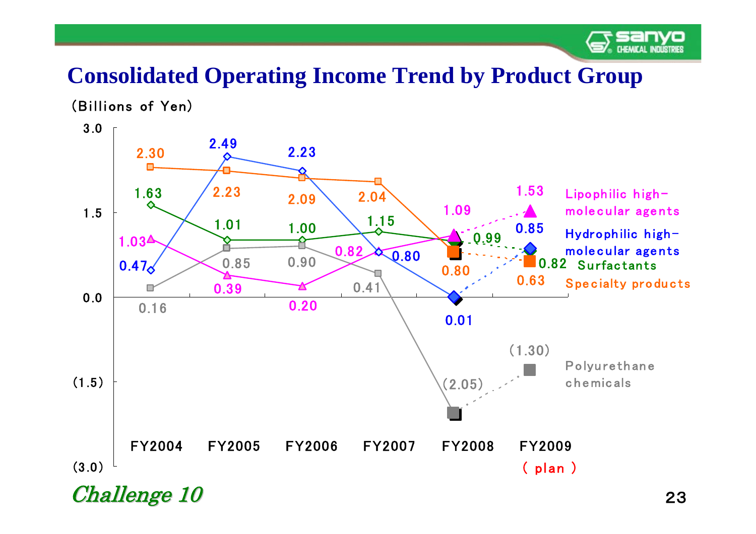# Consolidated Operating Income Trend by Product Group

(Billions of Yen)

| Product Group | FY2004 | FY2005 | FY2006 | FY2007 | FY2008 | FY2009 (plan) |
|---|---|---|---|---|---|---|
| Lipophilic high-molecular agents | 1.03 | 0.39 | 0.20 | 0.82 | 1.09 | 1.53 |
| Hydrophilic high-molecular agents | 0.47 | 2.49 | 2.23 | 0.80 | 0.01 | 0.85 |
| Surfactants | 1.63 | 1.01 | 1.00 | 1.15 | 0.99 | 0.82 |
| Specialty products | 2.30 | 2.23 | 2.09 | 2.04 | 0.80 | 0.63 |
| Polyurethane chemicals | 0.16 | 0.85 | 0.90 | 0.41 | (2.05) | (1.30) |

*Challenge 10*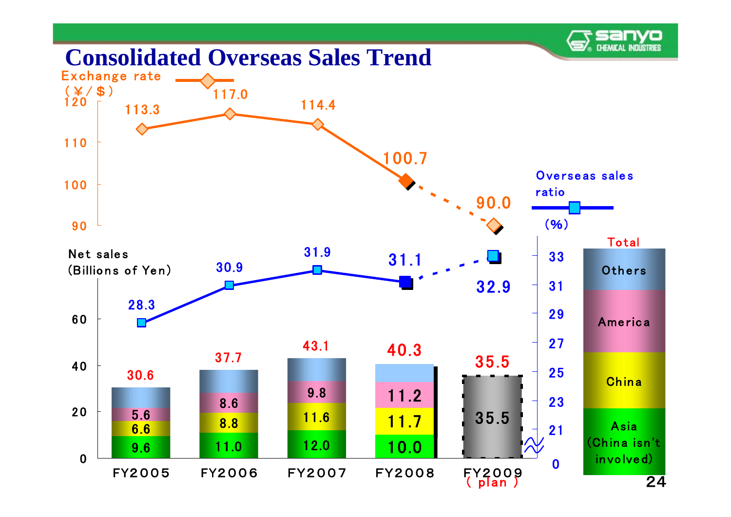# Consolidated Overseas Sales Trend

Exchange rate (¥/$)

| | FY2005 | FY2006 | FY2007 | FY2008 | FY2009 (plan) |
|---|---|---|---|---|---|
| Exchange rate (¥/$) | 113.3 | 117.0 | 114.4 | 100.7 | 90.0 |
| Overseas sales ratio (%) | 28.3 | 30.9 | 31.9 | 31.1 | 32.9 |
| Net sales Total (Billions of Yen) | 30.6 | 37.7 | 43.1 | 40.3 | 35.5 |
| America | 5.6 | 8.6 | 9.8 | 11.2 | |
| China | 6.6 | 8.8 | 11.6 | 11.7 | |
| Asia (China isn't involved) | 9.6 | 11.0 | 12.0 | 10.0 | |

Legend: Total — Others, America, China, Asia (China isn't involved)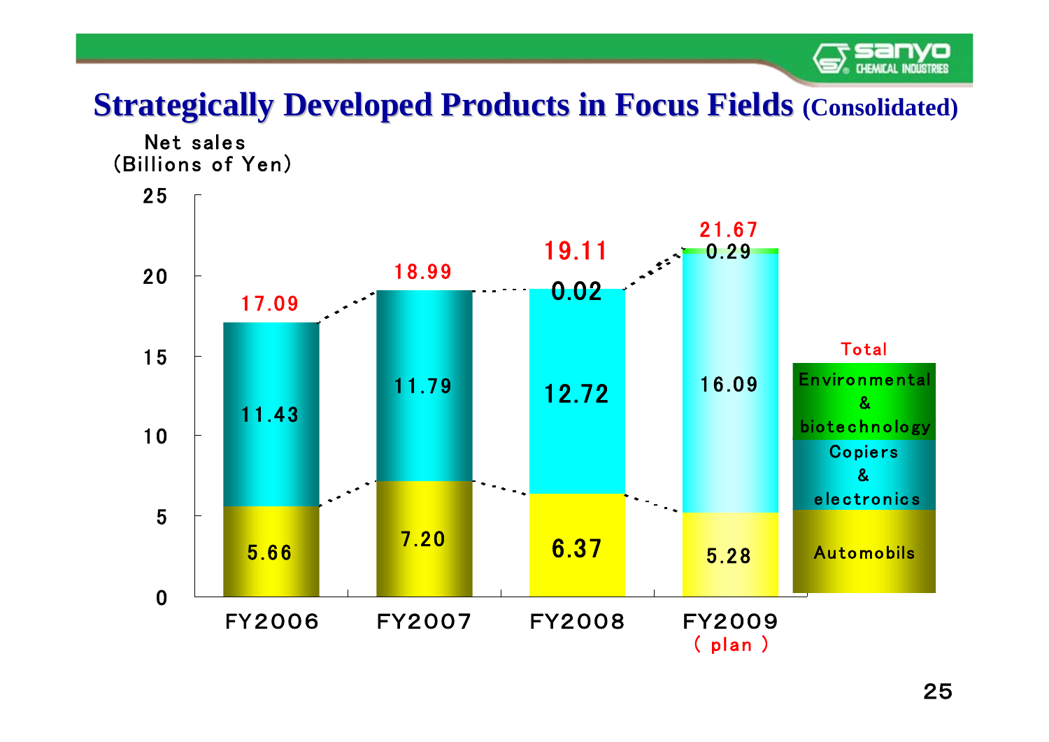# Strategically Developed Products in Focus Fields (Consolidated)

Net sales (Billions of Yen)

| | FY2006 | FY2007 | FY2008 | FY2009 (plan) |
|---|---|---|---|---|
| Environmental & biotechnology | | | 0.02 | 0.29 |
| Copiers & electronics | 11.43 | 11.79 | 12.72 | 16.09 |
| Automobils | 5.66 | 7.20 | 6.37 | 5.28 |
| Total | 17.09 | 18.99 | 19.11 | 21.67 |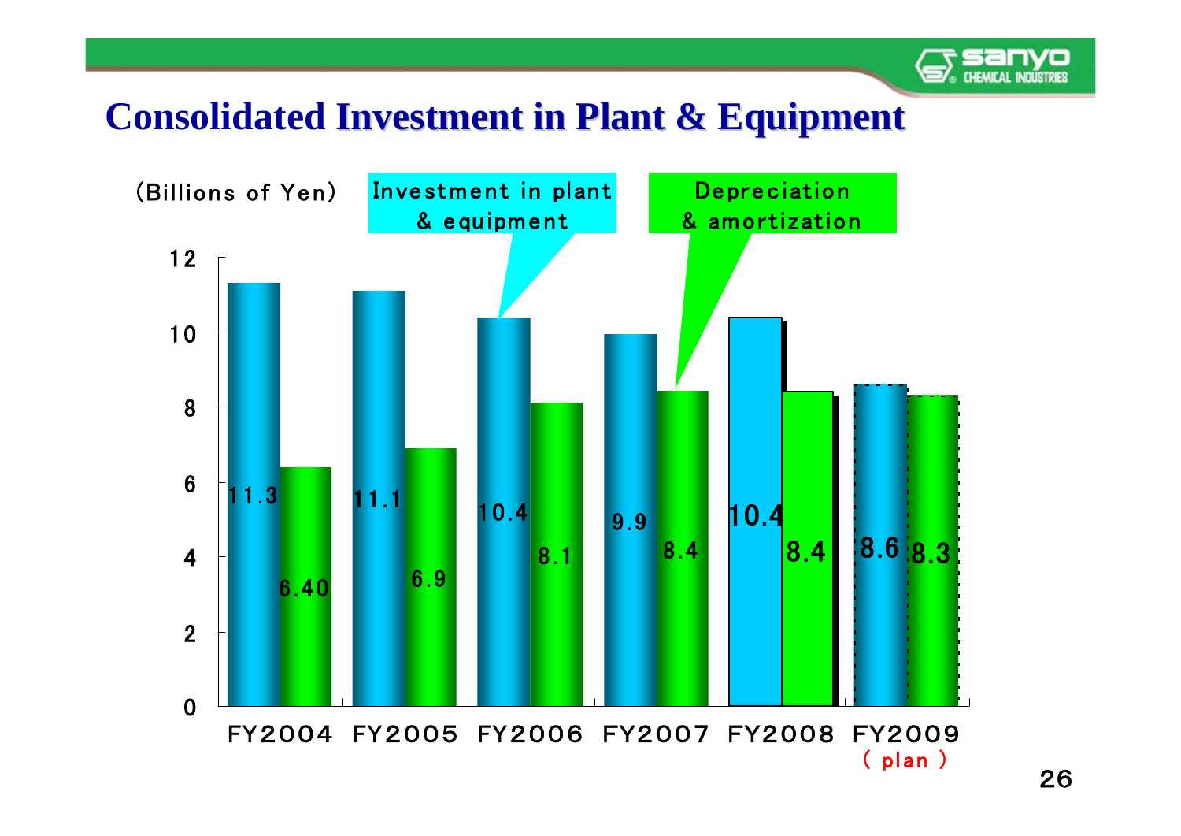# Consolidated Investment in Plant & Equipment

(Billions of Yen)

| | FY2004 | FY2005 | FY2006 | FY2007 | FY2008 | FY2009 (plan) |
|---|---|---|---|---|---|---|
| Investment in plant & equipment | 11.3 | 11.1 | 10.4 | 9.9 | 10.4 | 8.6 |
| Depreciation & amortization | 6.40 | 6.9 | 8.1 | 8.4 | 8.4 | 8.3 |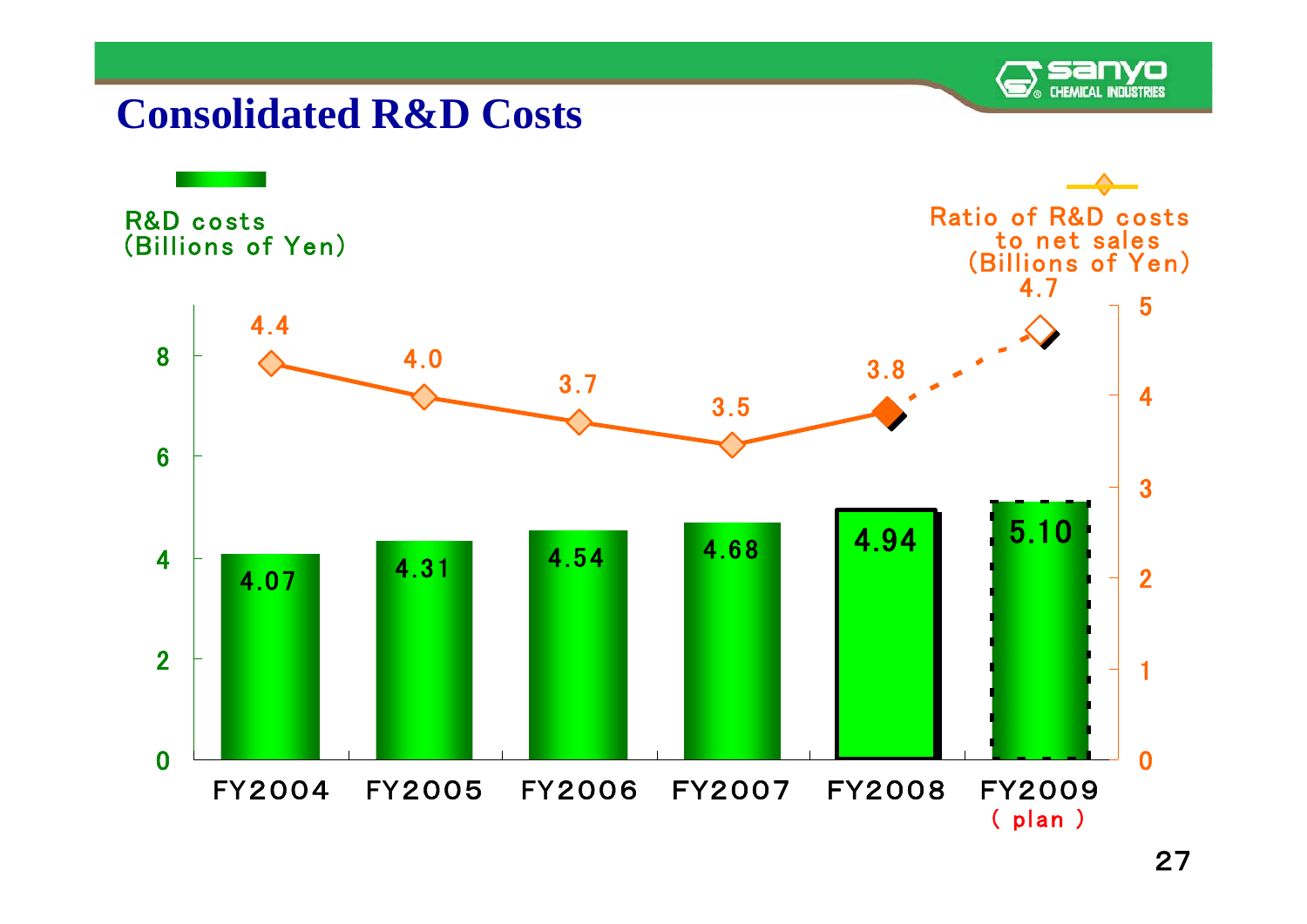# Consolidated R&D Costs

| | FY2004 | FY2005 | FY2006 | FY2007 | FY2008 | FY2009 (plan) |
|---|---|---|---|---|---|---|
| R&D costs (Billions of Yen) | 4.07 | 4.31 | 4.54 | 4.68 | 4.94 | 5.10 |
| Ratio of R&D costs to net sales (Billions of Yen) | 4.4 | 4.0 | 3.7 | 3.5 | 3.8 | 4.7 |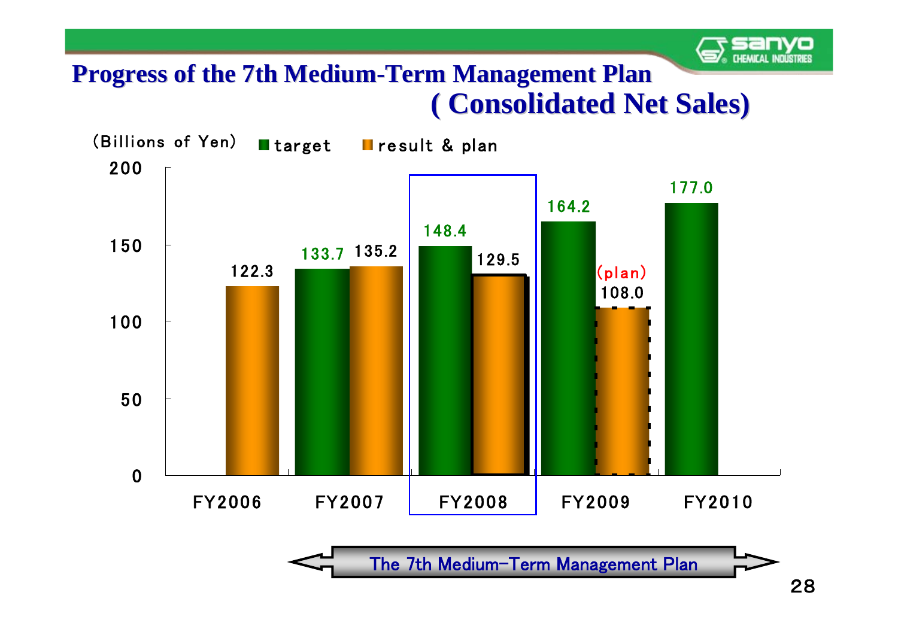# Progress of the 7th Medium-Term Management Plan
## ( Consolidated Net Sales)

(Billions of Yen)

| | target | result & plan |
|---|---|---|
| FY2006 | | 122.3 |
| FY2007 | 133.7 | 135.2 |
| FY2008 | 148.4 | 129.5 |
| FY2009 | 164.2 | (plan) 108.0 |
| FY2010 | 177.0 | |

The 7th Medium-Term Management Plan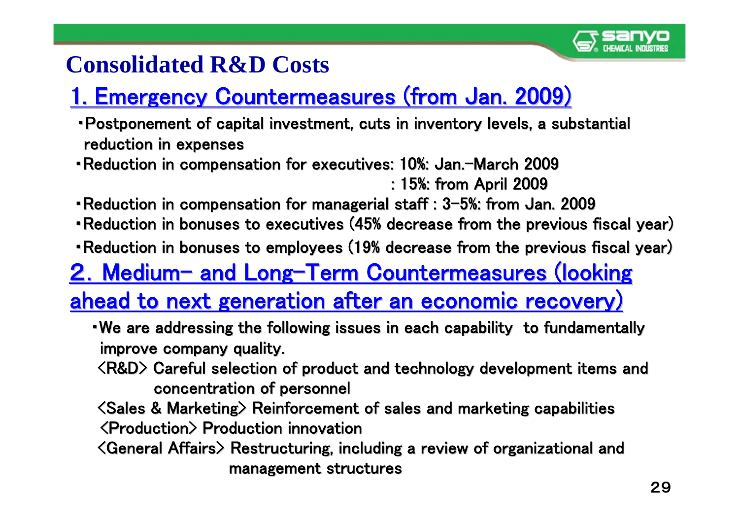# Consolidated R&D Costs

## 1. Emergency Countermeasures (from Jan. 2009)

- Postponement of capital investment, cuts in inventory levels, a substantial reduction in expenses
- Reduction in compensation for executives: 10%: Jan.-March 2009
  : 15%: from April 2009
- Reduction in compensation for managerial staff : 3-5%: from Jan. 2009
- Reduction in bonuses to executives (45% decrease from the previous fiscal year)
- Reduction in bonuses to employees (19% decrease from the previous fiscal year)

## 2. Medium- and Long-Term Countermeasures (looking ahead to next generation after an economic recovery)

- We are addressing the following issues in each capability to fundamentally improve company quality.

<R&D> Careful selection of product and technology development items and concentration of personnel

<Sales & Marketing> Reinforcement of sales and marketing capabilities

<Production> Production innovation

<General Affairs> Restructuring, including a review of organizational and management structures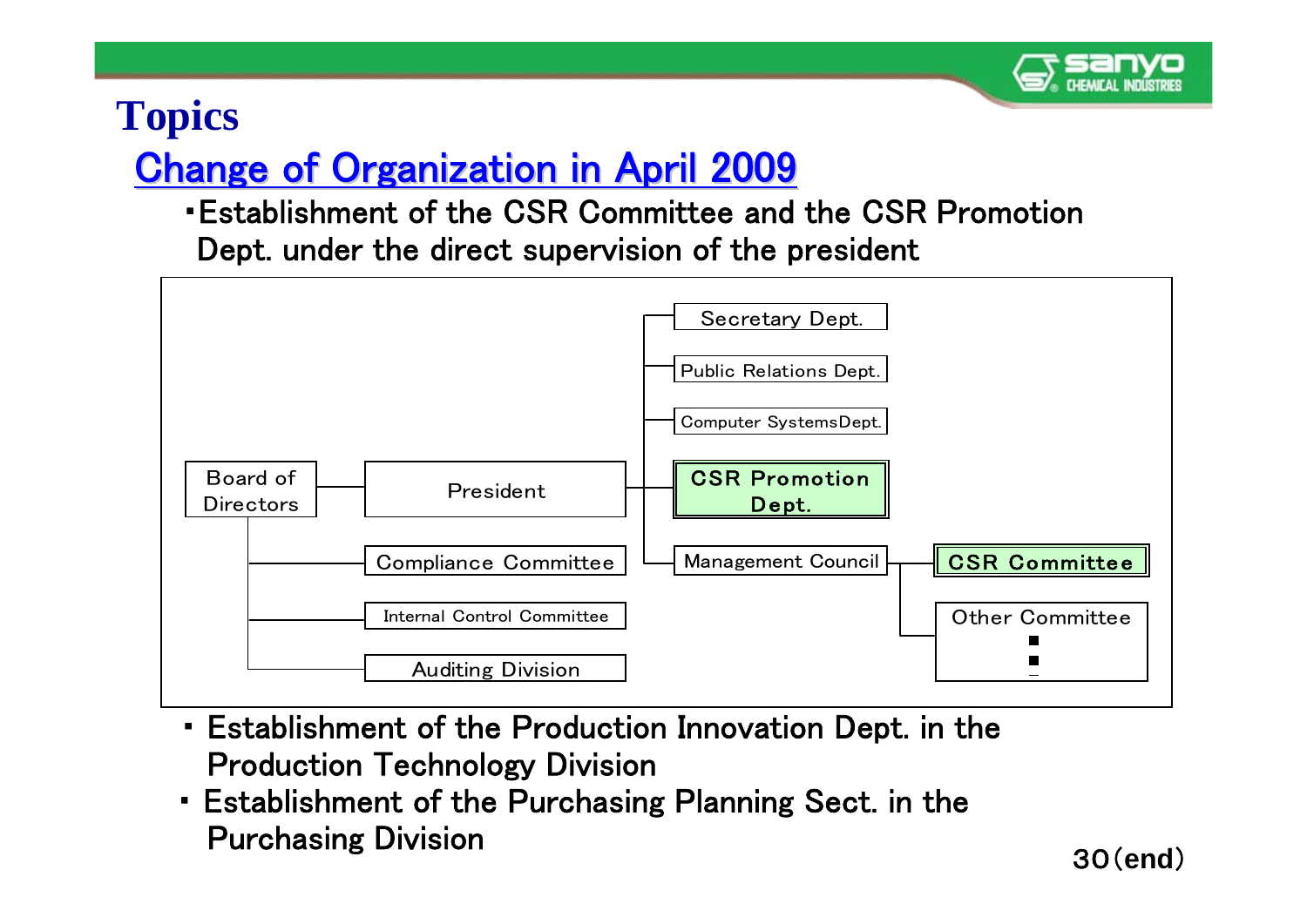# Topics

## Change of Organization in April 2009

- Establishment of the CSR Committee and the CSR Promotion Dept. under the direct supervision of the president

Board of Directors

President

Compliance Committee

Internal Control Committee

Auditing Division

Secretary Dept.

Public Relations Dept.

Computer SystemsDept.

CSR Promotion Dept.

Management Council

CSR Committee

Other Committee

- Establishment of the Production Innovation Dept. in the Production Technology Division
- Establishment of the Purchasing Planning Sect. in the Purchasing Division

(end)